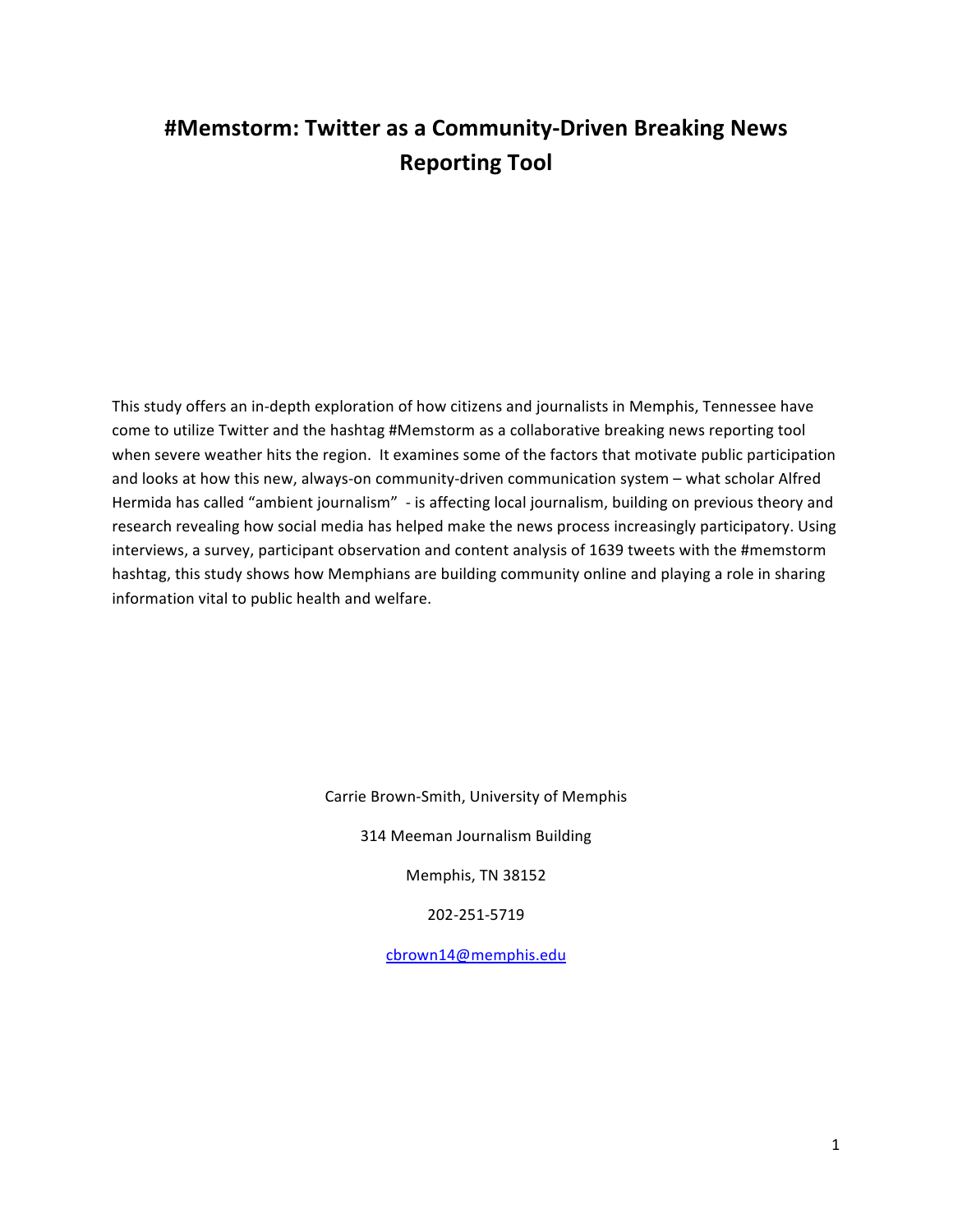# #Memstorm: Twitter as a Community-Driven Breaking News Reporting Tool

This study offers an in-depth exploration of how citizens and journalists in Memphis, Tennessee have come to utilize Twitter and the hashtag #Memstorm as a collaborative breaking news reporting tool when severe weather hits the region. It examines some of the factors that motivate public participation and looks at how this new, always-on community-driven communication system – what scholar Alfred Hermida has called "ambient journalism" - is affecting local journalism, building on previous theory and research revealing how social media has helped make the news process increasingly participatory. Using interviews, a survey, participant observation and content analysis of 1639 tweets with the #memstorm hashtag, this study shows how Memphians are building community online and playing a role in sharing information vital to public health and welfare.

Carrie Brown-Smith, University of Memphis

314 Meeman Journalism Building

Memphis, TN 38152

202-251-5719

cbrown14@memphis.edu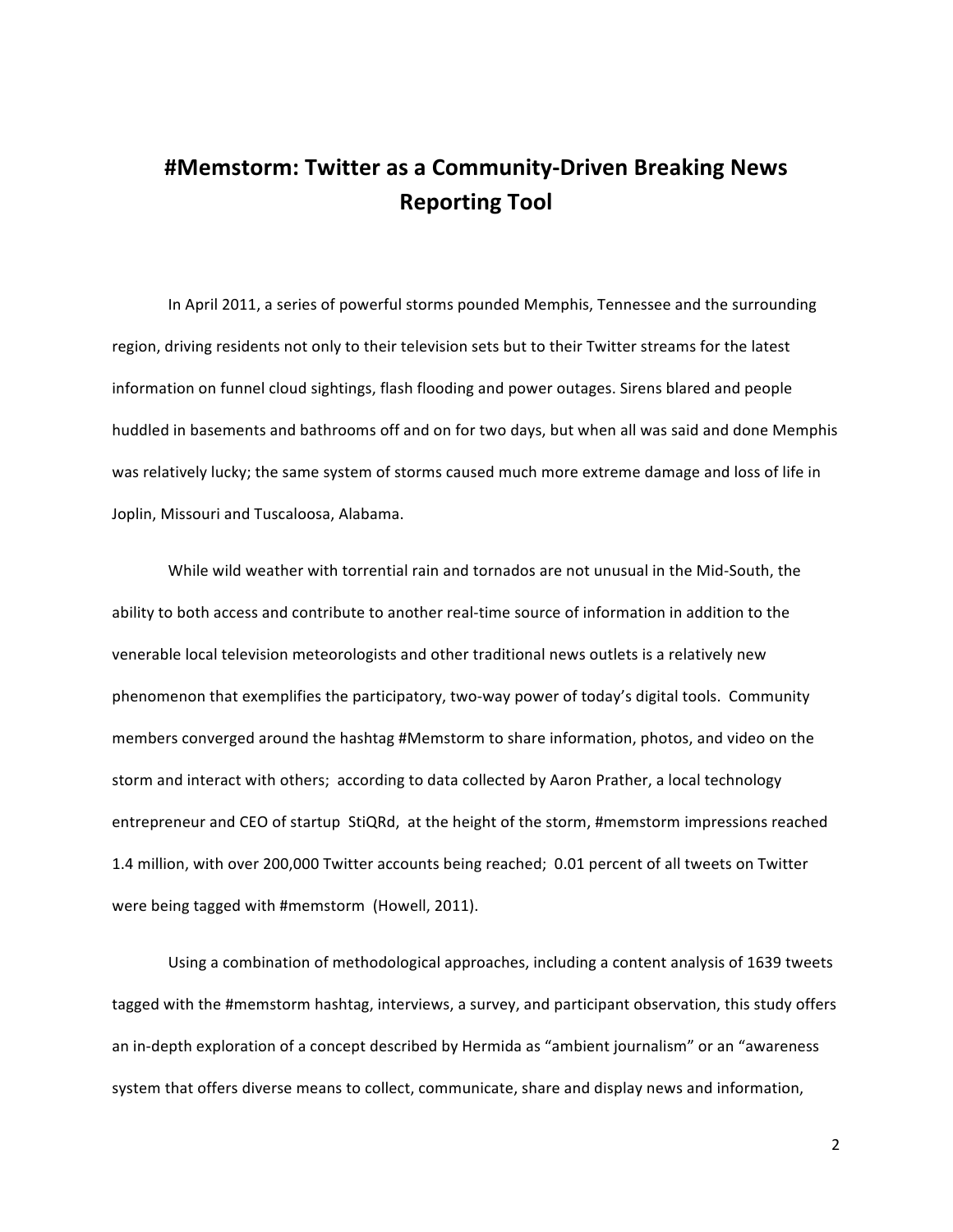# #Memstorm: Twitter as a Community-Driven Breaking News Reporting Tool

In April 2011, a series of powerful storms pounded Memphis, Tennessee and the surrounding region, driving residents not only to their television sets but to their Twitter streams for the latest information on funnel cloud sightings, flash flooding and power outages. Sirens blared and people huddled in basements and bathrooms off and on for two days, but when all was said and done Memphis was relatively lucky; the same system of storms caused much more extreme damage and loss of life in Joplin, Missouri and Tuscaloosa, Alabama.

While wild weather with torrential rain and tornados are not unusual in the Mid-South, the ability to both access and contribute to another real-time source of information in addition to the venerable local television meteorologists and other traditional news outlets is a relatively new phenomenon that exemplifies the participatory, two-way power of today's digital tools. Community members converged around the hashtag #Memstorm to share information, photos, and video on the storm and interact with others; according to data collected by Aaron Prather, a local technology entrepreneur and CEO of startup StiQRd, at the height of the storm, #memstorm impressions reached 1.4 million, with over 200,000 Twitter accounts being reached; 0.01 percent of all tweets on Twitter were being tagged with #memstorm (Howell, 2011).

Using a combination of methodological approaches, including a content analysis of 1639 tweets tagged with the #memstorm hashtag, interviews, a survey, and participant observation, this study offers an in-depth exploration of a concept described by Hermida as "ambient journalism" or an "awareness system that offers diverse means to collect, communicate, share and display news and information,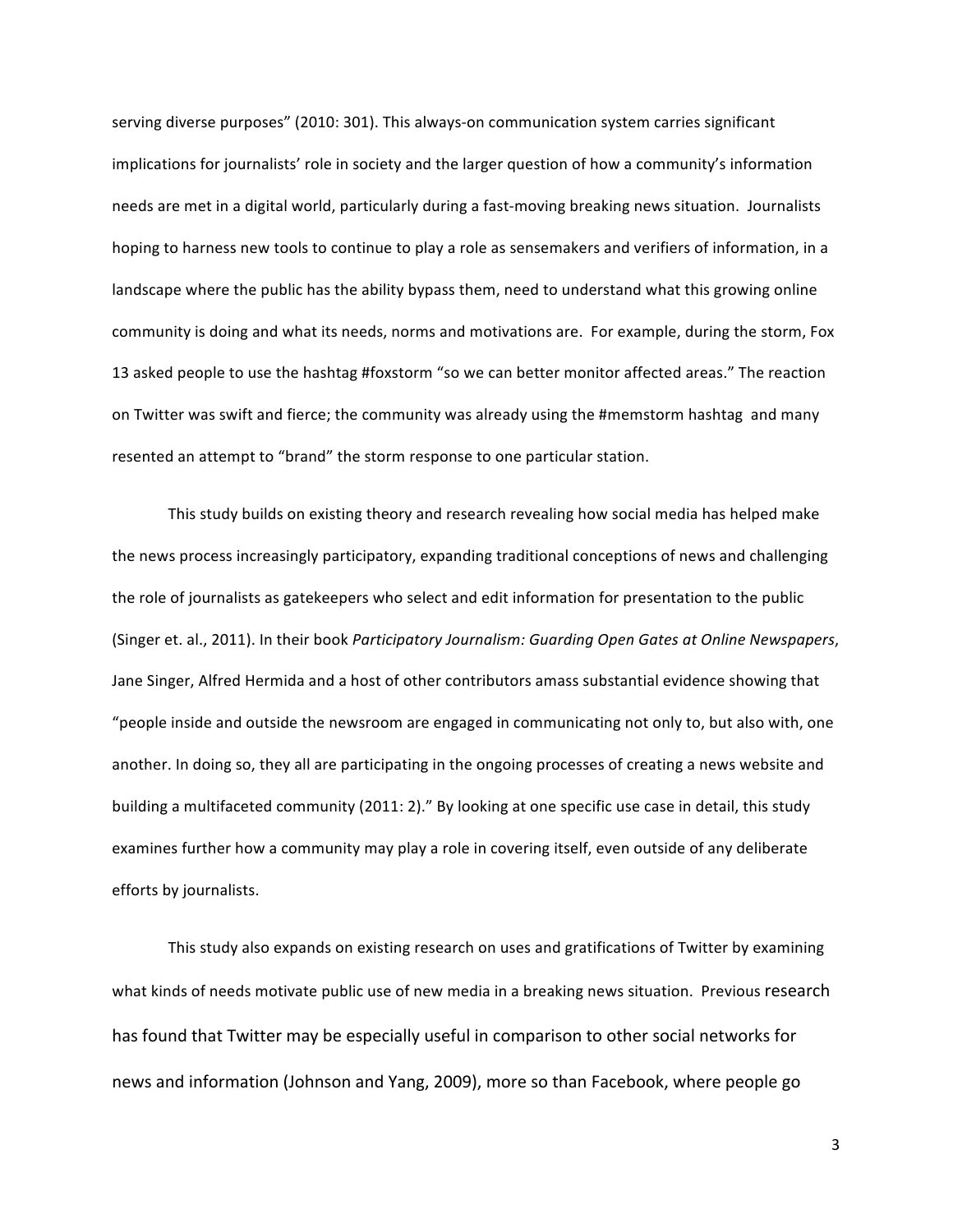serving diverse purposes" (2010: 301). This always-on communication system carries significant implications for journalists' role in society and the larger question of how a community's information needs are met in a digital world, particularly during a fast-moving breaking news situation. Journalists hoping to harness new tools to continue to play a role as sensemakers and verifiers of information, in a landscape where the public has the ability bypass them, need to understand what this growing online community is doing and what its needs, norms and motivations are. For example, during the storm, Fox 13 asked people to use the hashtag #foxstorm "so we can better monitor affected areas." The reaction on Twitter was swift and fierce; the community was already using the #memstorm hashtag and many resented an attempt to "brand" the storm response to one particular station.

This study builds on existing theory and research revealing how social media has helped make the news process increasingly participatory, expanding traditional conceptions of news and challenging the role of journalists as gatekeepers who select and edit information for presentation to the public (Singer et. al., 2011). In their book *Participatory Journalism: Guarding Open Gates at Online Newspapers*, Jane Singer, Alfred Hermida and a host of other contributors amass substantial evidence showing that "people inside and outside the newsroom are engaged in communicating not only to, but also with, one another. In doing so, they all are participating in the ongoing processes of creating a news website and building a multifaceted community (2011: 2)." By looking at one specific use case in detail, this study examines further how a community may play a role in covering itself, even outside of any deliberate efforts by journalists.

This study also expands on existing research on uses and gratifications of Twitter by examining what kinds of needs motivate public use of new media in a breaking news situation. Previous research has found that Twitter may be especially useful in comparison to other social networks for news and information (Johnson and Yang, 2009), more so than Facebook, where people go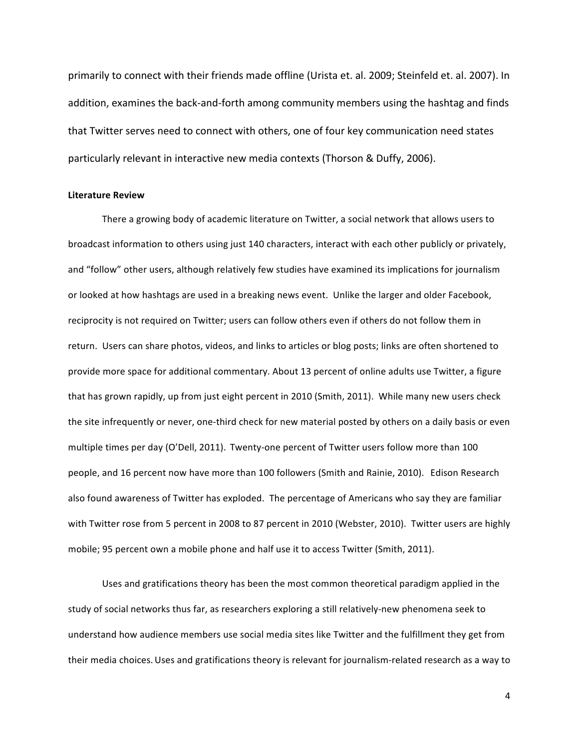primarily to connect with their friends made offline (Urista et. al. 2009; Steinfeld et. al. 2007). In addition, examines the back-and-forth among community members using the hashtag and finds that Twitter serves need to connect with others, one of four key communication need states particularly relevant in interactive new media contexts (Thorson & Duffy, 2006).

**Literature Review**

There a growing body of academic literature on Twitter, a social network that allows users to broadcast information to others using just 140 characters, interact with each other publicly or privately, and "follow" other users, although relatively few studies have examined its implications for journalism or looked at how hashtags are used in a breaking news event. Unlike the larger and older Facebook, reciprocity is not required on Twitter; users can follow others even if others do not follow them in return. Users can share photos, videos, and links to articles or blog posts; links are often shortened to provide more space for additional commentary. About 13 percent of online adults use Twitter, a figure that has grown rapidly, up from just eight percent in 2010 (Smith, 2011). While many new users check the site infrequently or never, one-third check for new material posted by others on a daily basis or even multiple times per day (O'Dell, 2011). Twenty-one percent of Twitter users follow more than 100 people, and 16 percent now have more than 100 followers (Smith and Rainie, 2010). Edison Research also found awareness of Twitter has exploded. The percentage of Americans who say they are familiar with Twitter rose from 5 percent in 2008 to 87 percent in 2010 (Webster, 2010). Twitter users are highly mobile; 95 percent own a mobile phone and half use it to access Twitter (Smith, 2011).

Uses and gratifications theory has been the most common theoretical paradigm applied in the study of social networks thus far, as researchers exploring a still relatively-new phenomena seek to understand how audience members use social media sites like Twitter and the fulfillment they get from their media choices. Uses and gratifications theory is relevant for journalism-related research as a way to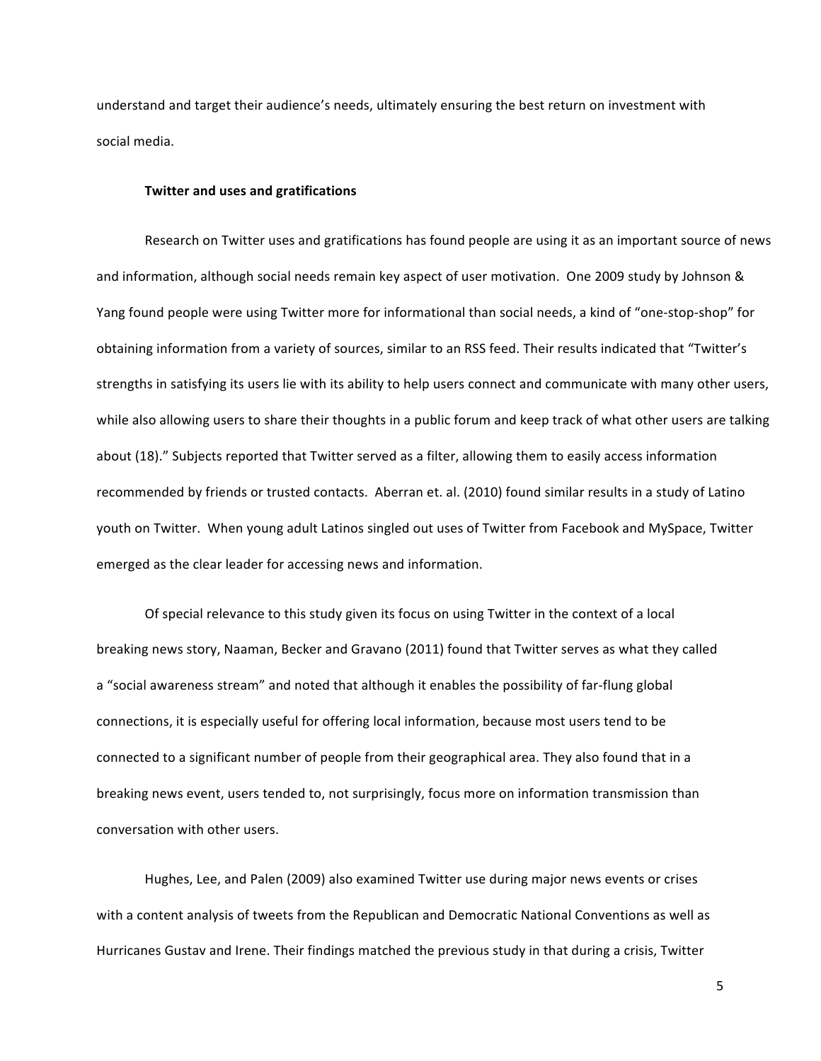understand and target their audience's needs, ultimately ensuring the best return on investment with social media.

### Twitter and uses and gratifications

Research on Twitter uses and gratifications has found people are using it as an important source of news and information, although social needs remain key aspect of user motivation. One 2009 study by Johnson & Yang found people were using Twitter more for informational than social needs, a kind of "one-stop-shop" for obtaining information from a variety of sources, similar to an RSS feed. Their results indicated that "Twitter's strengths in satisfying its users lie with its ability to help users connect and communicate with many other users, while also allowing users to share their thoughts in a public forum and keep track of what other users are talking about (18)." Subjects reported that Twitter served as a filter, allowing them to easily access information recommended by friends or trusted contacts. Aberran et. al. (2010) found similar results in a study of Latino youth on Twitter. When young adult Latinos singled out uses of Twitter from Facebook and MySpace, Twitter emerged as the clear leader for accessing news and information.

Of special relevance to this study given its focus on using Twitter in the context of a local breaking news story, Naaman, Becker and Gravano (2011) found that Twitter serves as what they called a "social awareness stream" and noted that although it enables the possibility of far-flung global connections, it is especially useful for offering local information, because most users tend to be connected to a significant number of people from their geographical area. They also found that in a breaking news event, users tended to, not surprisingly, focus more on information transmission than conversation with other users.

Hughes, Lee, and Palen (2009) also examined Twitter use during major news events or crises with a content analysis of tweets from the Republican and Democratic National Conventions as well as Hurricanes Gustav and Irene. Their findings matched the previous study in that during a crisis, Twitter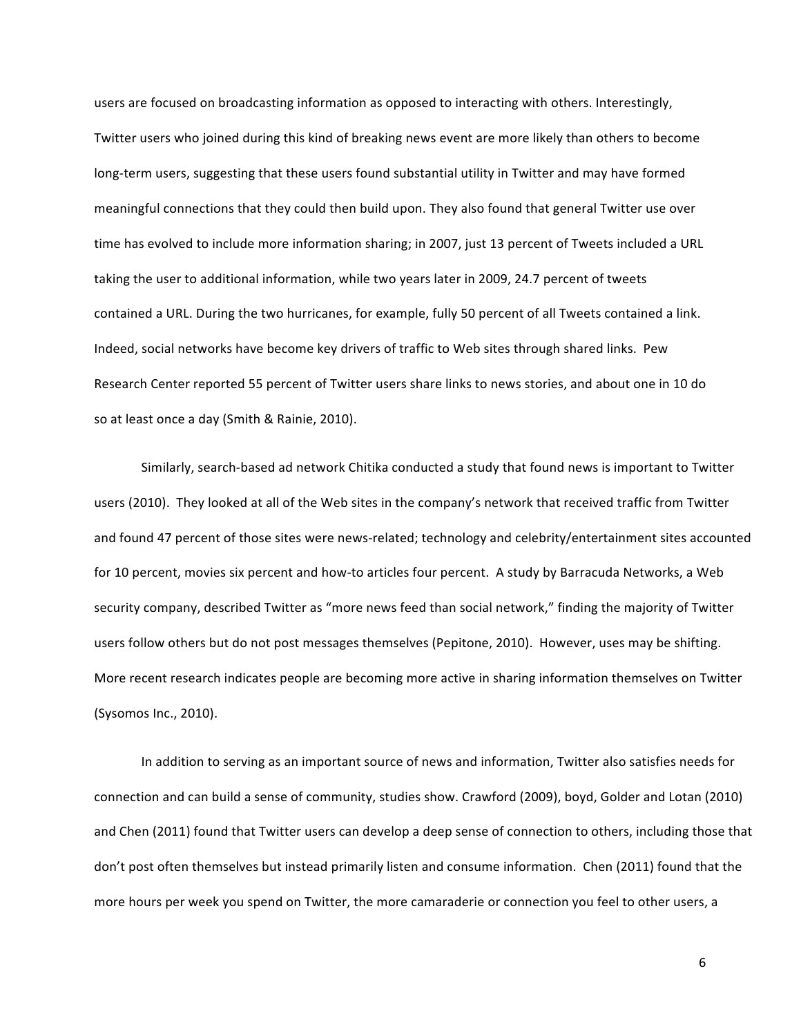users are focused on broadcasting information as opposed to interacting with others. Interestingly, Twitter users who joined during this kind of breaking news event are more likely than others to become long-term users, suggesting that these users found substantial utility in Twitter and may have formed meaningful connections that they could then build upon. They also found that general Twitter use over time has evolved to include more information sharing; in 2007, just 13 percent of Tweets included a URL taking the user to additional information, while two years later in 2009, 24.7 percent of tweets contained a URL. During the two hurricanes, for example, fully 50 percent of all Tweets contained a link. Indeed, social networks have become key drivers of traffic to Web sites through shared links. Pew Research Center reported 55 percent of Twitter users share links to news stories, and about one in 10 do so at least once a day (Smith & Rainie, 2010).

Similarly, search-based ad network Chitika conducted a study that found news is important to Twitter users (2010). They looked at all of the Web sites in the company's network that received traffic from Twitter and found 47 percent of those sites were news-related; technology and celebrity/entertainment sites accounted for 10 percent, movies six percent and how-to articles four percent. A study by Barracuda Networks, a Web security company, described Twitter as "more news feed than social network," finding the majority of Twitter users follow others but do not post messages themselves (Pepitone, 2010). However, uses may be shifting. More recent research indicates people are becoming more active in sharing information themselves on Twitter (Sysomos Inc., 2010).

In addition to serving as an important source of news and information, Twitter also satisfies needs for connection and can build a sense of community, studies show. Crawford (2009), boyd, Golder and Lotan (2010) and Chen (2011) found that Twitter users can develop a deep sense of connection to others, including those that don't post often themselves but instead primarily listen and consume information. Chen (2011) found that the more hours per week you spend on Twitter, the more camaraderie or connection you feel to other users, a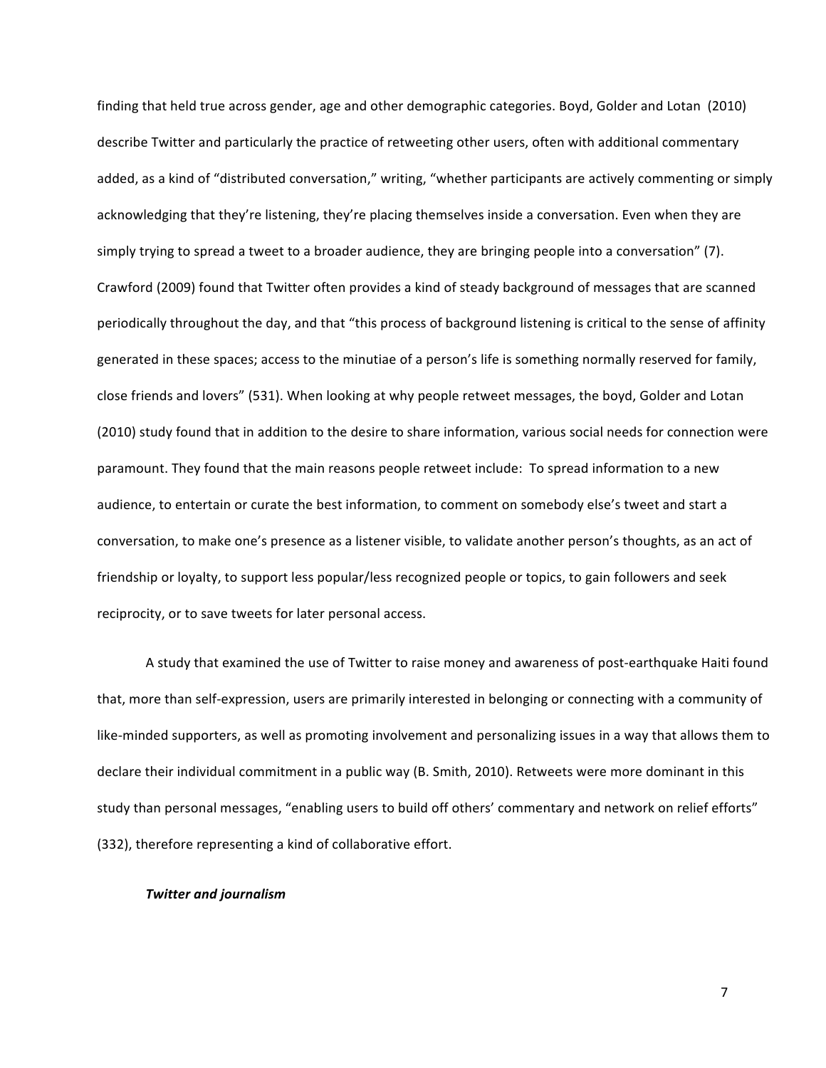finding that held true across gender, age and other demographic categories. Boyd, Golder and Lotan (2010) describe Twitter and particularly the practice of retweeting other users, often with additional commentary added, as a kind of "distributed conversation," writing, "whether participants are actively commenting or simply acknowledging that they're listening, they're placing themselves inside a conversation. Even when they are simply trying to spread a tweet to a broader audience, they are bringing people into a conversation" (7). Crawford (2009) found that Twitter often provides a kind of steady background of messages that are scanned periodically throughout the day, and that "this process of background listening is critical to the sense of affinity generated in these spaces; access to the minutiae of a person's life is something normally reserved for family, close friends and lovers" (531). When looking at why people retweet messages, the boyd, Golder and Lotan (2010) study found that in addition to the desire to share information, various social needs for connection were paramount. They found that the main reasons people retweet include: To spread information to a new audience, to entertain or curate the best information, to comment on somebody else's tweet and start a conversation, to make one's presence as a listener visible, to validate another person's thoughts, as an act of friendship or loyalty, to support less popular/less recognized people or topics, to gain followers and seek reciprocity, or to save tweets for later personal access.

A study that examined the use of Twitter to raise money and awareness of post-earthquake Haiti found that, more than self-expression, users are primarily interested in belonging or connecting with a community of like-minded supporters, as well as promoting involvement and personalizing issues in a way that allows them to declare their individual commitment in a public way (B. Smith, 2010). Retweets were more dominant in this study than personal messages, "enabling users to build off others' commentary and network on relief efforts" (332), therefore representing a kind of collaborative effort.

***Twitter and journalism***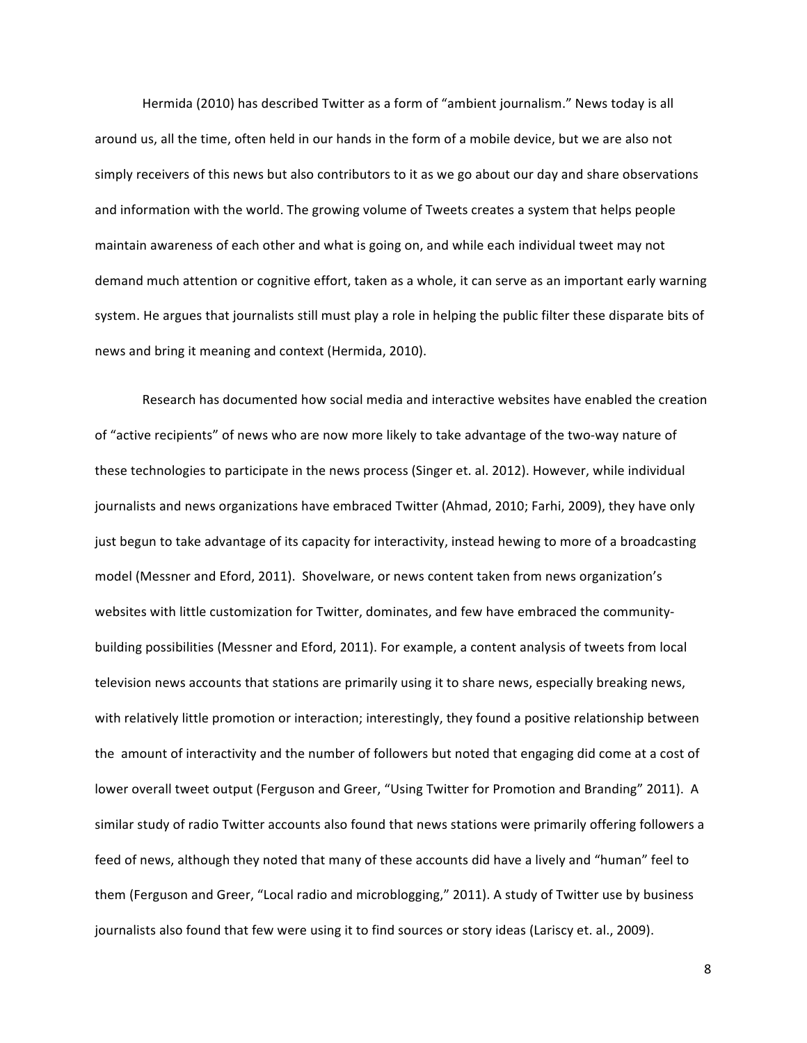Hermida (2010) has described Twitter as a form of "ambient journalism." News today is all around us, all the time, often held in our hands in the form of a mobile device, but we are also not simply receivers of this news but also contributors to it as we go about our day and share observations and information with the world. The growing volume of Tweets creates a system that helps people maintain awareness of each other and what is going on, and while each individual tweet may not demand much attention or cognitive effort, taken as a whole, it can serve as an important early warning system. He argues that journalists still must play a role in helping the public filter these disparate bits of news and bring it meaning and context (Hermida, 2010).

Research has documented how social media and interactive websites have enabled the creation of "active recipients" of news who are now more likely to take advantage of the two-way nature of these technologies to participate in the news process (Singer et. al. 2012). However, while individual journalists and news organizations have embraced Twitter (Ahmad, 2010; Farhi, 2009), they have only just begun to take advantage of its capacity for interactivity, instead hewing to more of a broadcasting model (Messner and Eford, 2011). Shovelware, or news content taken from news organization's websites with little customization for Twitter, dominates, and few have embraced the community-building possibilities (Messner and Eford, 2011). For example, a content analysis of tweets from local television news accounts that stations are primarily using it to share news, especially breaking news, with relatively little promotion or interaction; interestingly, they found a positive relationship between the amount of interactivity and the number of followers but noted that engaging did come at a cost of lower overall tweet output (Ferguson and Greer, "Using Twitter for Promotion and Branding" 2011). A similar study of radio Twitter accounts also found that news stations were primarily offering followers a feed of news, although they noted that many of these accounts did have a lively and "human" feel to them (Ferguson and Greer, "Local radio and microblogging," 2011). A study of Twitter use by business journalists also found that few were using it to find sources or story ideas (Lariscy et. al., 2009).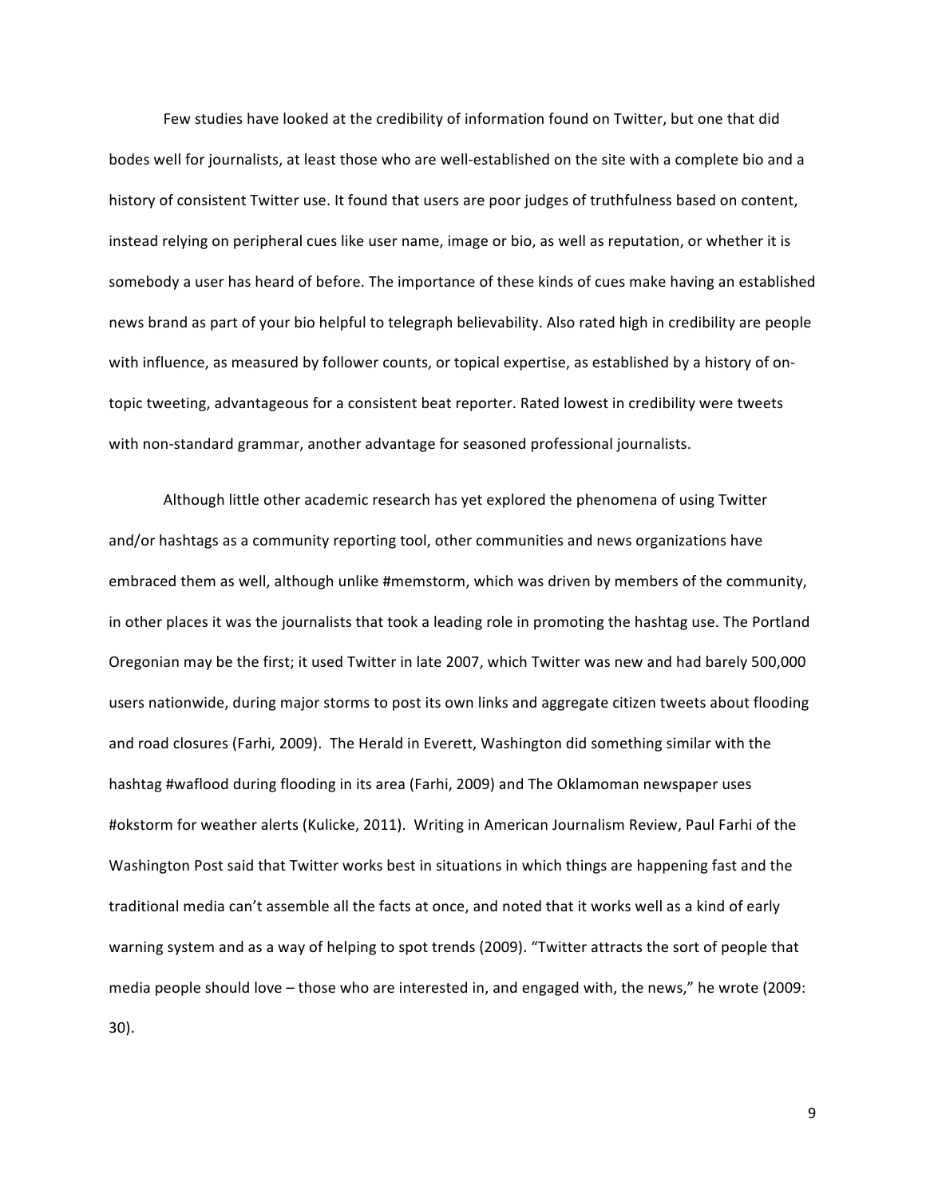Few studies have looked at the credibility of information found on Twitter, but one that did bodes well for journalists, at least those who are well-established on the site with a complete bio and a history of consistent Twitter use. It found that users are poor judges of truthfulness based on content, instead relying on peripheral cues like user name, image or bio, as well as reputation, or whether it is somebody a user has heard of before. The importance of these kinds of cues make having an established news brand as part of your bio helpful to telegraph believability. Also rated high in credibility are people with influence, as measured by follower counts, or topical expertise, as established by a history of on-topic tweeting, advantageous for a consistent beat reporter. Rated lowest in credibility were tweets with non-standard grammar, another advantage for seasoned professional journalists.

Although little other academic research has yet explored the phenomena of using Twitter and/or hashtags as a community reporting tool, other communities and news organizations have embraced them as well, although unlike #memstorm, which was driven by members of the community, in other places it was the journalists that took a leading role in promoting the hashtag use. The Portland Oregonian may be the first; it used Twitter in late 2007, which Twitter was new and had barely 500,000 users nationwide, during major storms to post its own links and aggregate citizen tweets about flooding and road closures (Farhi, 2009). The Herald in Everett, Washington did something similar with the hashtag #waflood during flooding in its area (Farhi, 2009) and The Oklamoman newspaper uses #okstorm for weather alerts (Kulicke, 2011). Writing in American Journalism Review, Paul Farhi of the Washington Post said that Twitter works best in situations in which things are happening fast and the traditional media can't assemble all the facts at once, and noted that it works well as a kind of early warning system and as a way of helping to spot trends (2009). "Twitter attracts the sort of people that media people should love – those who are interested in, and engaged with, the news," he wrote (2009: 30).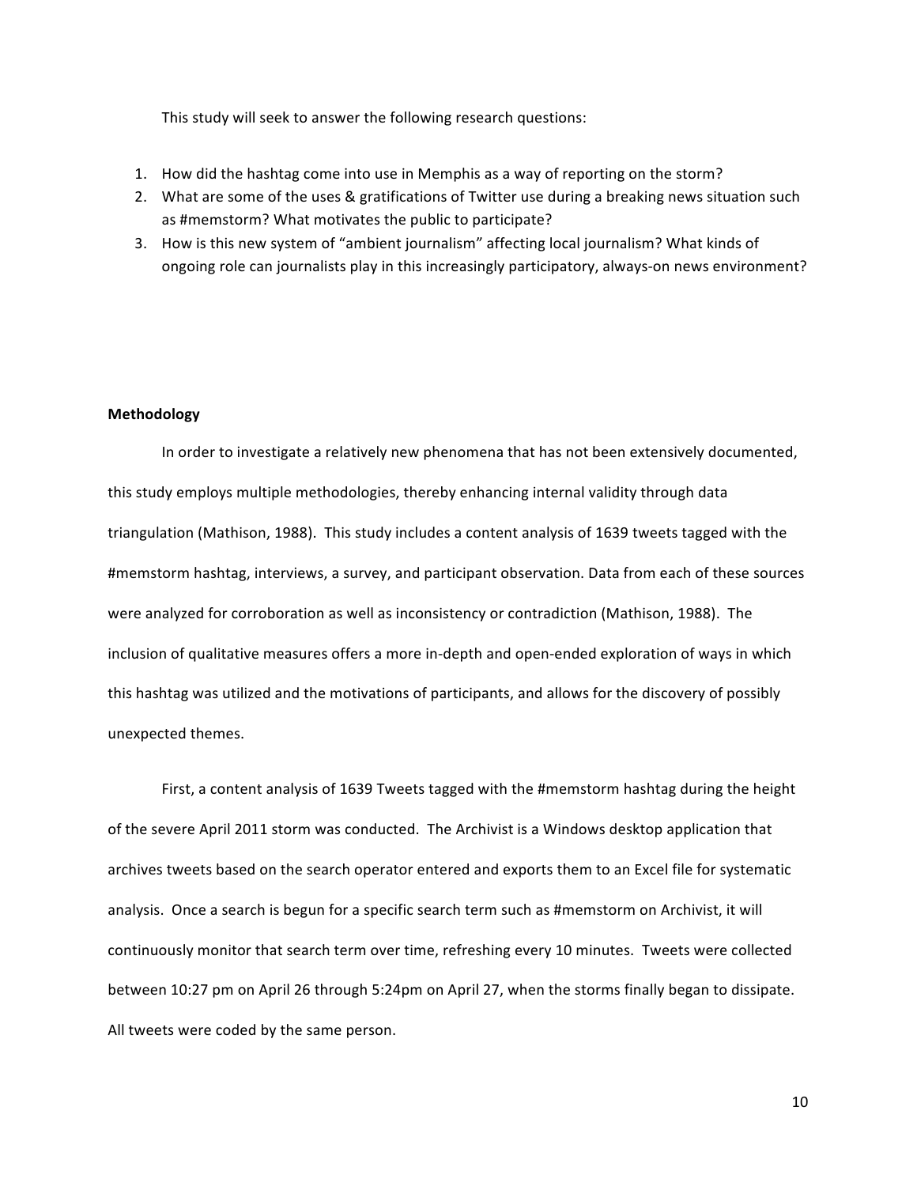This study will seek to answer the following research questions:

1. How did the hashtag come into use in Memphis as a way of reporting on the storm?
2. What are some of the uses & gratifications of Twitter use during a breaking news situation such as #memstorm? What motivates the public to participate?
3. How is this new system of "ambient journalism" affecting local journalism? What kinds of ongoing role can journalists play in this increasingly participatory, always-on news environment?

**Methodology**

In order to investigate a relatively new phenomena that has not been extensively documented, this study employs multiple methodologies, thereby enhancing internal validity through data triangulation (Mathison, 1988). This study includes a content analysis of 1639 tweets tagged with the #memstorm hashtag, interviews, a survey, and participant observation. Data from each of these sources were analyzed for corroboration as well as inconsistency or contradiction (Mathison, 1988). The inclusion of qualitative measures offers a more in-depth and open-ended exploration of ways in which this hashtag was utilized and the motivations of participants, and allows for the discovery of possibly unexpected themes.

First, a content analysis of 1639 Tweets tagged with the #memstorm hashtag during the height of the severe April 2011 storm was conducted. The Archivist is a Windows desktop application that archives tweets based on the search operator entered and exports them to an Excel file for systematic analysis. Once a search is begun for a specific search term such as #memstorm on Archivist, it will continuously monitor that search term over time, refreshing every 10 minutes. Tweets were collected between 10:27 pm on April 26 through 5:24pm on April 27, when the storms finally began to dissipate. All tweets were coded by the same person.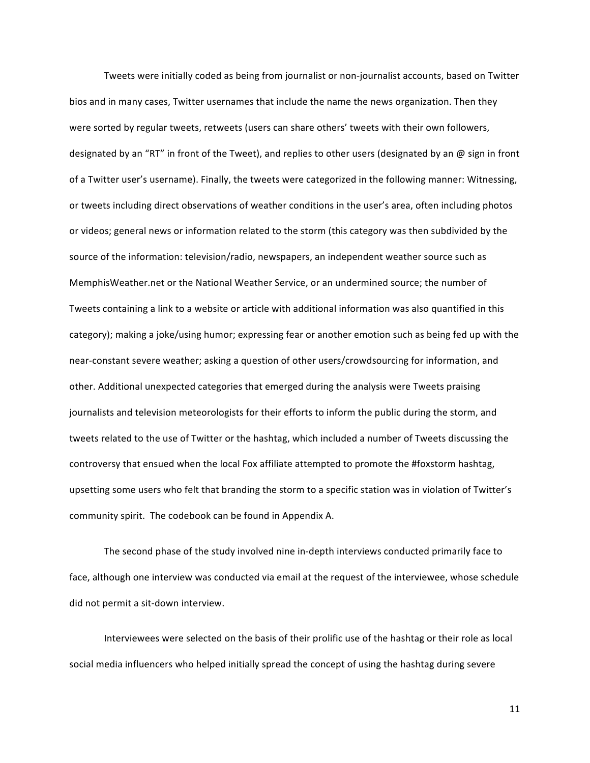Tweets were initially coded as being from journalist or non-journalist accounts, based on Twitter bios and in many cases, Twitter usernames that include the name the news organization. Then they were sorted by regular tweets, retweets (users can share others' tweets with their own followers, designated by an "RT" in front of the Tweet), and replies to other users (designated by an @ sign in front of a Twitter user's username). Finally, the tweets were categorized in the following manner: Witnessing, or tweets including direct observations of weather conditions in the user's area, often including photos or videos; general news or information related to the storm (this category was then subdivided by the source of the information: television/radio, newspapers, an independent weather source such as MemphisWeather.net or the National Weather Service, or an undermined source; the number of Tweets containing a link to a website or article with additional information was also quantified in this category); making a joke/using humor; expressing fear or another emotion such as being fed up with the near-constant severe weather; asking a question of other users/crowdsourcing for information, and other. Additional unexpected categories that emerged during the analysis were Tweets praising journalists and television meteorologists for their efforts to inform the public during the storm, and tweets related to the use of Twitter or the hashtag, which included a number of Tweets discussing the controversy that ensued when the local Fox affiliate attempted to promote the #foxstorm hashtag, upsetting some users who felt that branding the storm to a specific station was in violation of Twitter's community spirit. The codebook can be found in Appendix A.

The second phase of the study involved nine in-depth interviews conducted primarily face to face, although one interview was conducted via email at the request of the interviewee, whose schedule did not permit a sit-down interview.

Interviewees were selected on the basis of their prolific use of the hashtag or their role as local social media influencers who helped initially spread the concept of using the hashtag during severe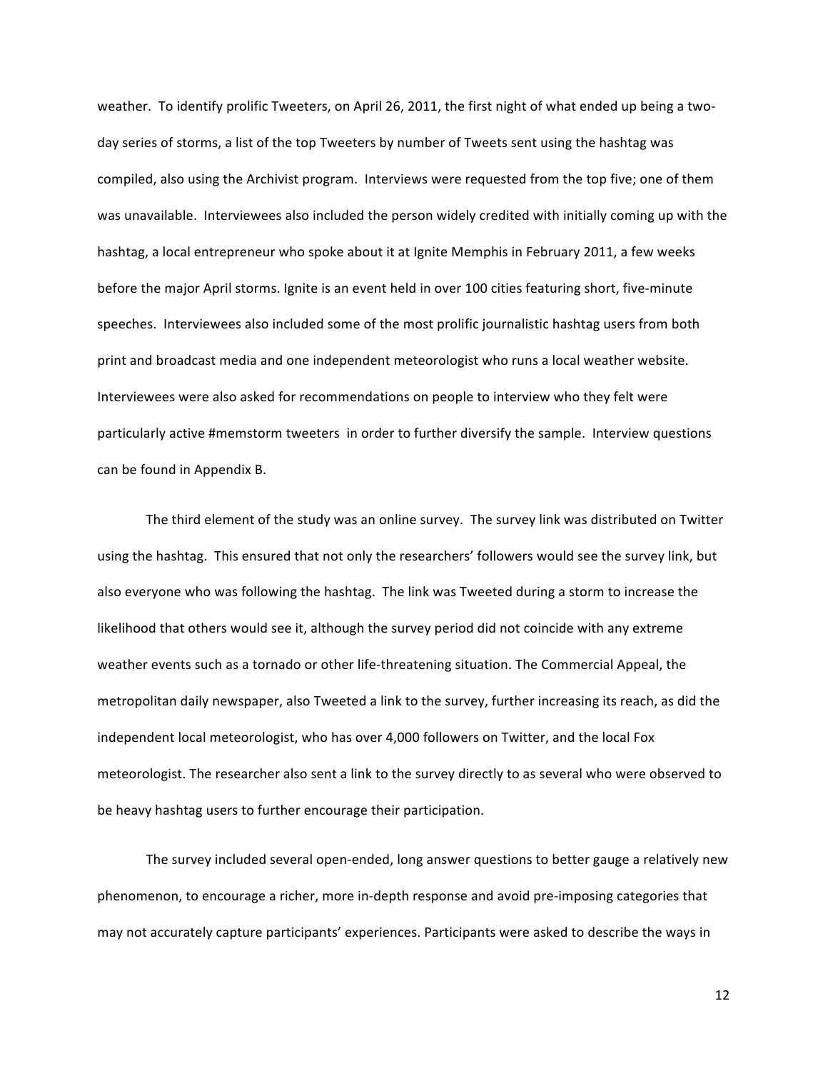weather. To identify prolific Tweeters, on April 26, 2011, the first night of what ended up being a two-day series of storms, a list of the top Tweeters by number of Tweets sent using the hashtag was compiled, also using the Archivist program. Interviews were requested from the top five; one of them was unavailable. Interviewees also included the person widely credited with initially coming up with the hashtag, a local entrepreneur who spoke about it at Ignite Memphis in February 2011, a few weeks before the major April storms. Ignite is an event held in over 100 cities featuring short, five-minute speeches. Interviewees also included some of the most prolific journalistic hashtag users from both print and broadcast media and one independent meteorologist who runs a local weather website. Interviewees were also asked for recommendations on people to interview who they felt were particularly active #memstorm tweeters in order to further diversify the sample. Interview questions can be found in Appendix B.

The third element of the study was an online survey. The survey link was distributed on Twitter using the hashtag. This ensured that not only the researchers' followers would see the survey link, but also everyone who was following the hashtag. The link was Tweeted during a storm to increase the likelihood that others would see it, although the survey period did not coincide with any extreme weather events such as a tornado or other life-threatening situation. The Commercial Appeal, the metropolitan daily newspaper, also Tweeted a link to the survey, further increasing its reach, as did the independent local meteorologist, who has over 4,000 followers on Twitter, and the local Fox meteorologist. The researcher also sent a link to the survey directly to as several who were observed to be heavy hashtag users to further encourage their participation.

The survey included several open-ended, long answer questions to better gauge a relatively new phenomenon, to encourage a richer, more in-depth response and avoid pre-imposing categories that may not accurately capture participants' experiences. Participants were asked to describe the ways in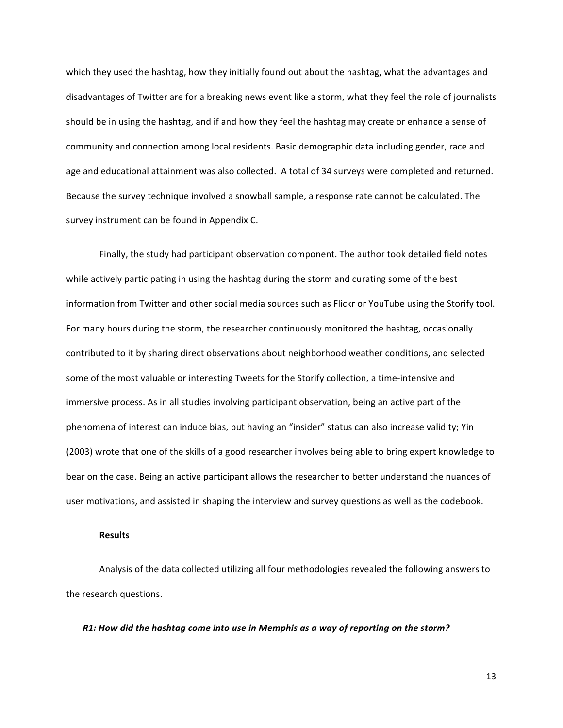which they used the hashtag, how they initially found out about the hashtag, what the advantages and disadvantages of Twitter are for a breaking news event like a storm, what they feel the role of journalists should be in using the hashtag, and if and how they feel the hashtag may create or enhance a sense of community and connection among local residents. Basic demographic data including gender, race and age and educational attainment was also collected. A total of 34 surveys were completed and returned. Because the survey technique involved a snowball sample, a response rate cannot be calculated. The survey instrument can be found in Appendix C.

Finally, the study had participant observation component. The author took detailed field notes while actively participating in using the hashtag during the storm and curating some of the best information from Twitter and other social media sources such as Flickr or YouTube using the Storify tool. For many hours during the storm, the researcher continuously monitored the hashtag, occasionally contributed to it by sharing direct observations about neighborhood weather conditions, and selected some of the most valuable or interesting Tweets for the Storify collection, a time-intensive and immersive process. As in all studies involving participant observation, being an active part of the phenomena of interest can induce bias, but having an "insider" status can also increase validity; Yin (2003) wrote that one of the skills of a good researcher involves being able to bring expert knowledge to bear on the case. Being an active participant allows the researcher to better understand the nuances of user motivations, and assisted in shaping the interview and survey questions as well as the codebook.

## Results

Analysis of the data collected utilizing all four methodologies revealed the following answers to the research questions.

***R1: How did the hashtag come into use in Memphis as a way of reporting on the storm?***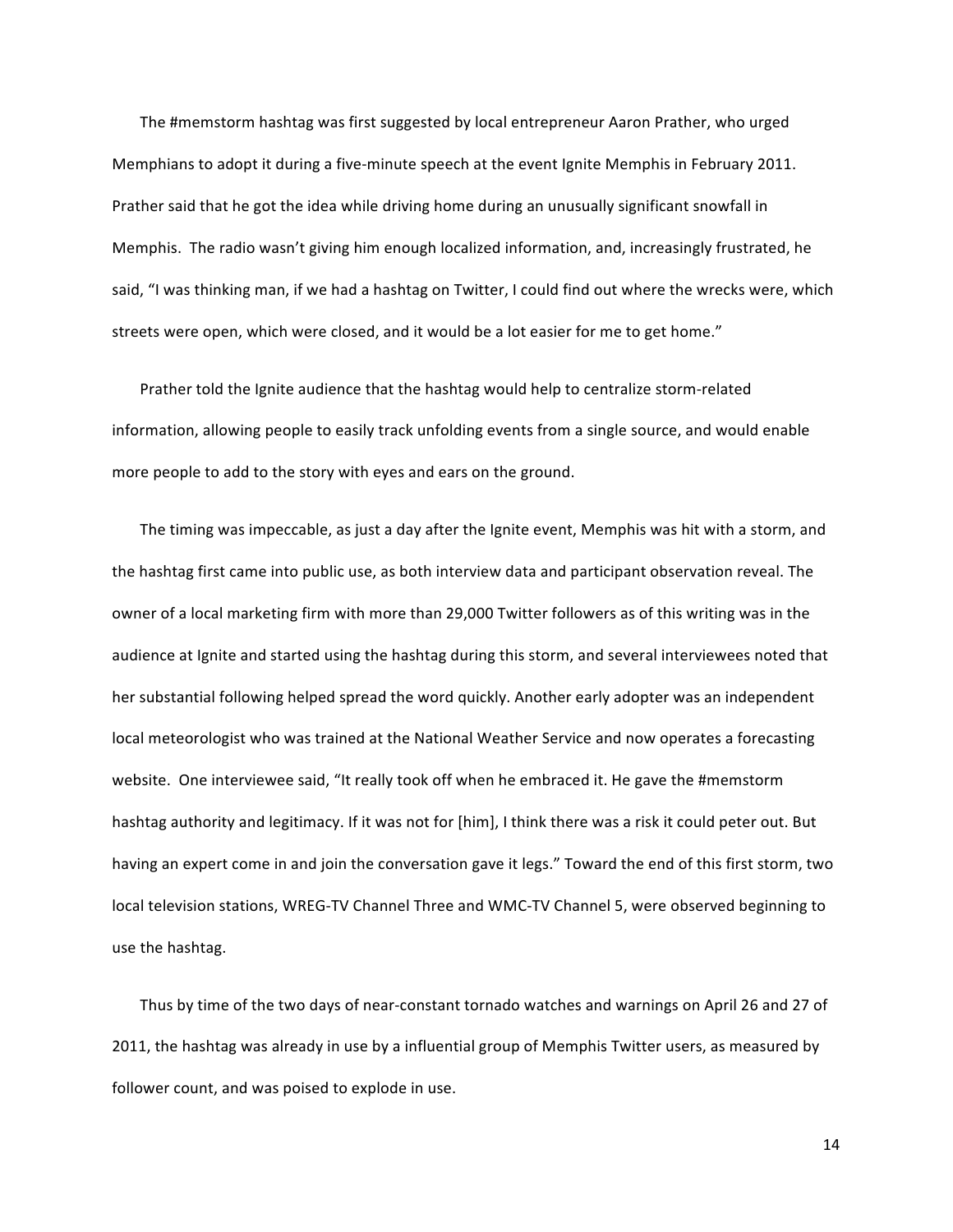The #memstorm hashtag was first suggested by local entrepreneur Aaron Prather, who urged Memphians to adopt it during a five-minute speech at the event Ignite Memphis in February 2011. Prather said that he got the idea while driving home during an unusually significant snowfall in Memphis. The radio wasn't giving him enough localized information, and, increasingly frustrated, he said, "I was thinking man, if we had a hashtag on Twitter, I could find out where the wrecks were, which streets were open, which were closed, and it would be a lot easier for me to get home."

Prather told the Ignite audience that the hashtag would help to centralize storm-related information, allowing people to easily track unfolding events from a single source, and would enable more people to add to the story with eyes and ears on the ground.

The timing was impeccable, as just a day after the Ignite event, Memphis was hit with a storm, and the hashtag first came into public use, as both interview data and participant observation reveal. The owner of a local marketing firm with more than 29,000 Twitter followers as of this writing was in the audience at Ignite and started using the hashtag during this storm, and several interviewees noted that her substantial following helped spread the word quickly. Another early adopter was an independent local meteorologist who was trained at the National Weather Service and now operates a forecasting website. One interviewee said, "It really took off when he embraced it. He gave the #memstorm hashtag authority and legitimacy. If it was not for [him], I think there was a risk it could peter out. But having an expert come in and join the conversation gave it legs." Toward the end of this first storm, two local television stations, WREG-TV Channel Three and WMC-TV Channel 5, were observed beginning to use the hashtag.

Thus by time of the two days of near-constant tornado watches and warnings on April 26 and 27 of 2011, the hashtag was already in use by a influential group of Memphis Twitter users, as measured by follower count, and was poised to explode in use.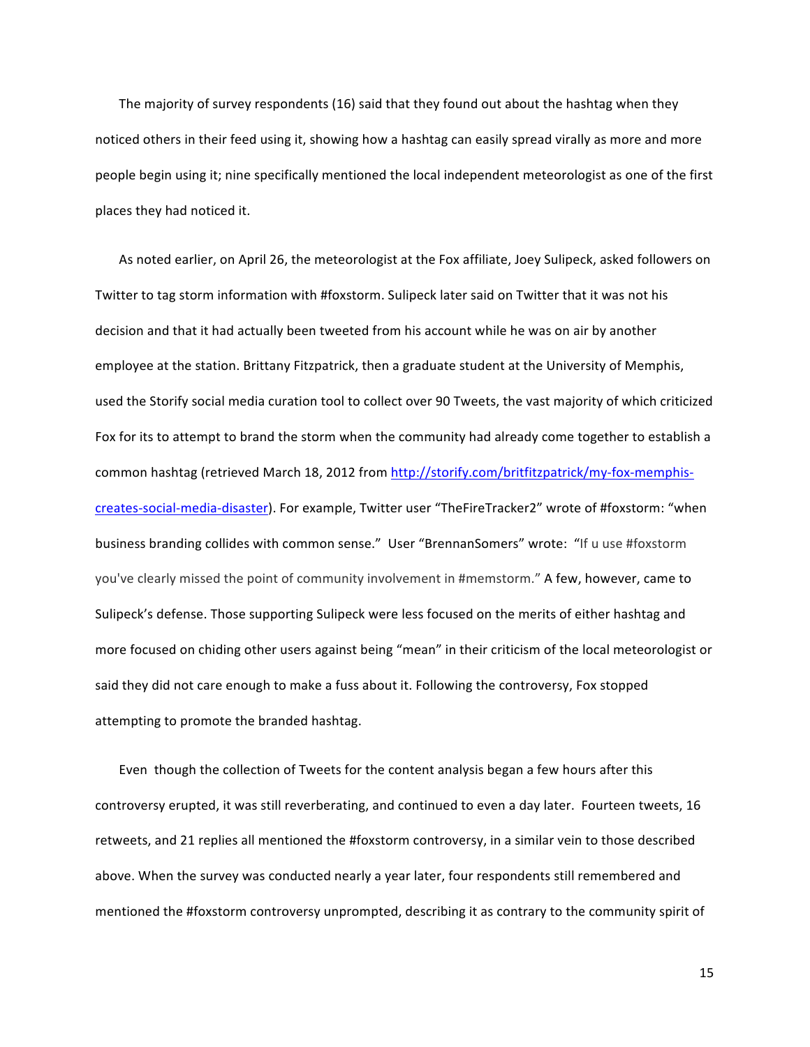The majority of survey respondents (16) said that they found out about the hashtag when they noticed others in their feed using it, showing how a hashtag can easily spread virally as more and more people begin using it; nine specifically mentioned the local independent meteorologist as one of the first places they had noticed it.

As noted earlier, on April 26, the meteorologist at the Fox affiliate, Joey Sulipeck, asked followers on Twitter to tag storm information with #foxstorm. Sulipeck later said on Twitter that it was not his decision and that it had actually been tweeted from his account while he was on air by another employee at the station. Brittany Fitzpatrick, then a graduate student at the University of Memphis, used the Storify social media curation tool to collect over 90 Tweets, the vast majority of which criticized Fox for its to attempt to brand the storm when the community had already come together to establish a common hashtag (retrieved March 18, 2012 from [http://storify.com/britfitzpatrick/my-fox-memphis-creates-social-media-disaster](http://storify.com/britfitzpatrick/my-fox-memphis-creates-social-media-disaster)). For example, Twitter user "TheFireTracker2" wrote of #foxstorm: "when business branding collides with common sense." User "BrennanSomers" wrote: "If u use #foxstorm you've clearly missed the point of community involvement in #memstorm." A few, however, came to Sulipeck's defense. Those supporting Sulipeck were less focused on the merits of either hashtag and more focused on chiding other users against being "mean" in their criticism of the local meteorologist or said they did not care enough to make a fuss about it. Following the controversy, Fox stopped attempting to promote the branded hashtag.

Even though the collection of Tweets for the content analysis began a few hours after this controversy erupted, it was still reverberating, and continued to even a day later. Fourteen tweets, 16 retweets, and 21 replies all mentioned the #foxstorm controversy, in a similar vein to those described above. When the survey was conducted nearly a year later, four respondents still remembered and mentioned the #foxstorm controversy unprompted, describing it as contrary to the community spirit of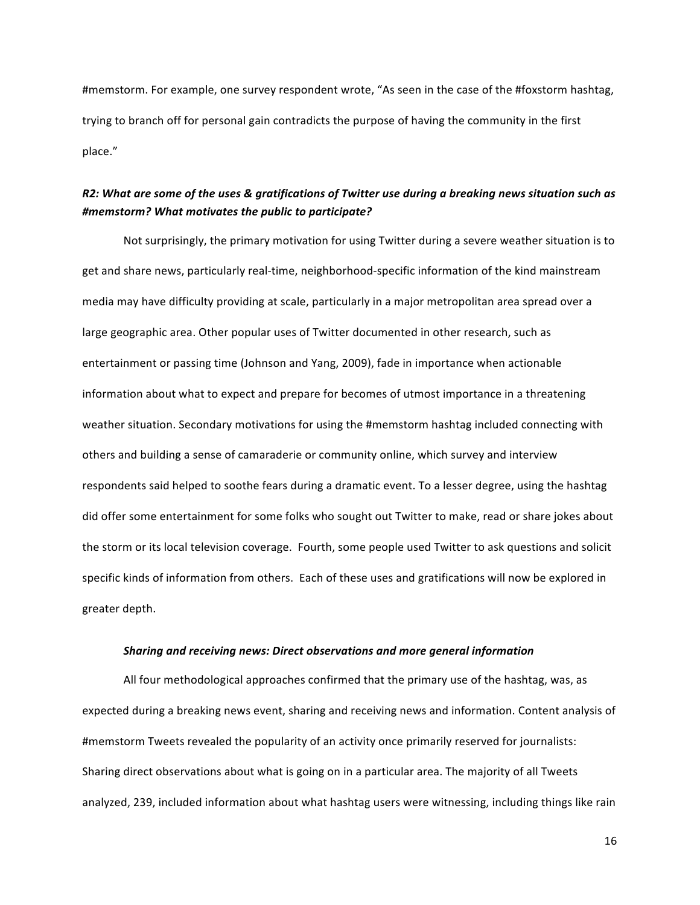#memstorm. For example, one survey respondent wrote, "As seen in the case of the #foxstorm hashtag, trying to branch off for personal gain contradicts the purpose of having the community in the first place."

***R2: What are some of the uses & gratifications of Twitter use during a breaking news situation such as #memstorm? What motivates the public to participate?***

Not surprisingly, the primary motivation for using Twitter during a severe weather situation is to get and share news, particularly real-time, neighborhood-specific information of the kind mainstream media may have difficulty providing at scale, particularly in a major metropolitan area spread over a large geographic area. Other popular uses of Twitter documented in other research, such as entertainment or passing time (Johnson and Yang, 2009), fade in importance when actionable information about what to expect and prepare for becomes of utmost importance in a threatening weather situation. Secondary motivations for using the #memstorm hashtag included connecting with others and building a sense of camaraderie or community online, which survey and interview respondents said helped to soothe fears during a dramatic event. To a lesser degree, using the hashtag did offer some entertainment for some folks who sought out Twitter to make, read or share jokes about the storm or its local television coverage. Fourth, some people used Twitter to ask questions and solicit specific kinds of information from others. Each of these uses and gratifications will now be explored in greater depth.

***Sharing and receiving news: Direct observations and more general information***

All four methodological approaches confirmed that the primary use of the hashtag, was, as expected during a breaking news event, sharing and receiving news and information. Content analysis of #memstorm Tweets revealed the popularity of an activity once primarily reserved for journalists: Sharing direct observations about what is going on in a particular area. The majority of all Tweets analyzed, 239, included information about what hashtag users were witnessing, including things like rain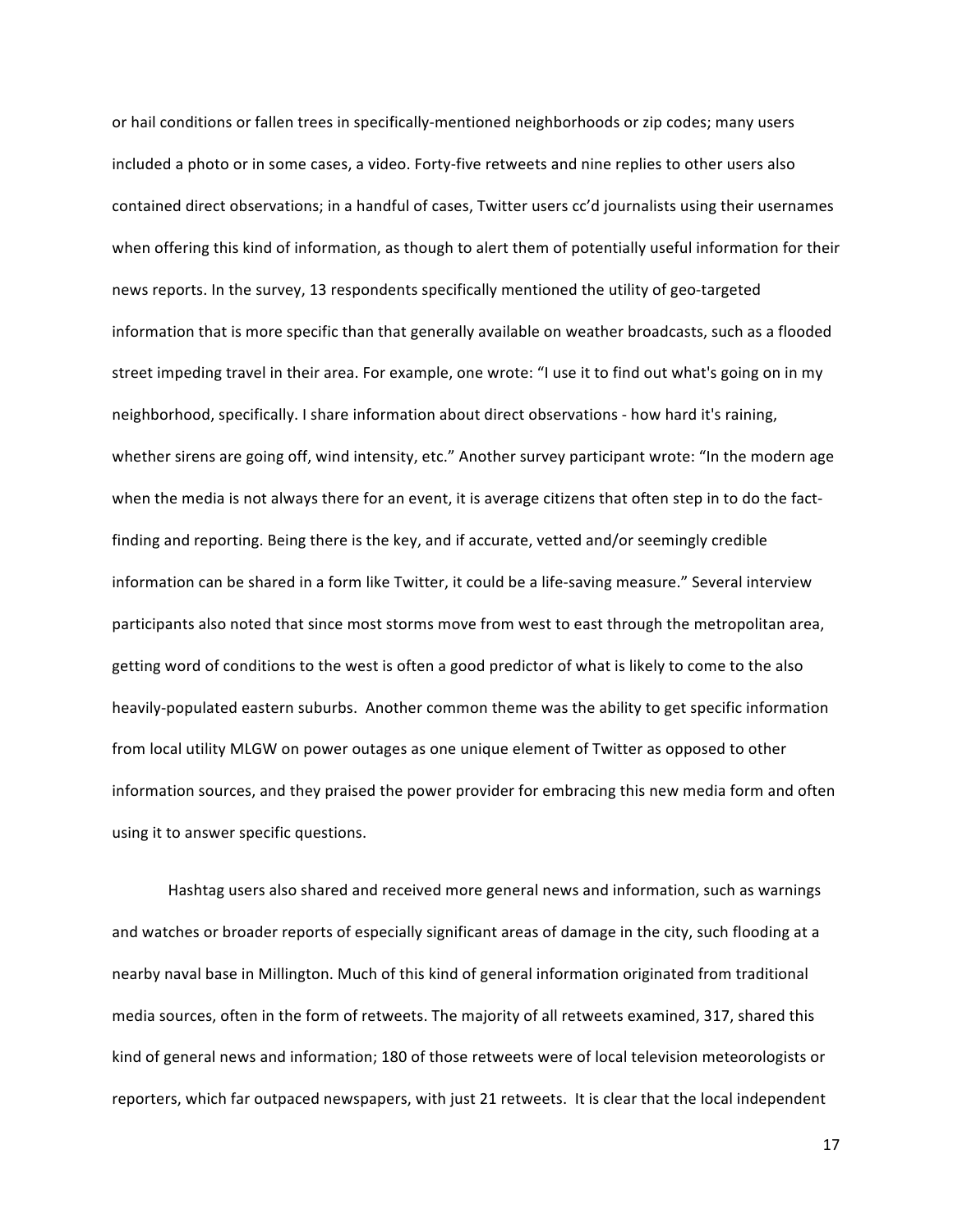or hail conditions or fallen trees in specifically-mentioned neighborhoods or zip codes; many users included a photo or in some cases, a video. Forty-five retweets and nine replies to other users also contained direct observations; in a handful of cases, Twitter users cc'd journalists using their usernames when offering this kind of information, as though to alert them of potentially useful information for their news reports. In the survey, 13 respondents specifically mentioned the utility of geo-targeted information that is more specific than that generally available on weather broadcasts, such as a flooded street impeding travel in their area. For example, one wrote: "I use it to find out what's going on in my neighborhood, specifically. I share information about direct observations - how hard it's raining, whether sirens are going off, wind intensity, etc." Another survey participant wrote: "In the modern age when the media is not always there for an event, it is average citizens that often step in to do the fact-finding and reporting. Being there is the key, and if accurate, vetted and/or seemingly credible information can be shared in a form like Twitter, it could be a life-saving measure." Several interview participants also noted that since most storms move from west to east through the metropolitan area, getting word of conditions to the west is often a good predictor of what is likely to come to the also heavily-populated eastern suburbs. Another common theme was the ability to get specific information from local utility MLGW on power outages as one unique element of Twitter as opposed to other information sources, and they praised the power provider for embracing this new media form and often using it to answer specific questions.

Hashtag users also shared and received more general news and information, such as warnings and watches or broader reports of especially significant areas of damage in the city, such flooding at a nearby naval base in Millington. Much of this kind of general information originated from traditional media sources, often in the form of retweets. The majority of all retweets examined, 317, shared this kind of general news and information; 180 of those retweets were of local television meteorologists or reporters, which far outpaced newspapers, with just 21 retweets. It is clear that the local independent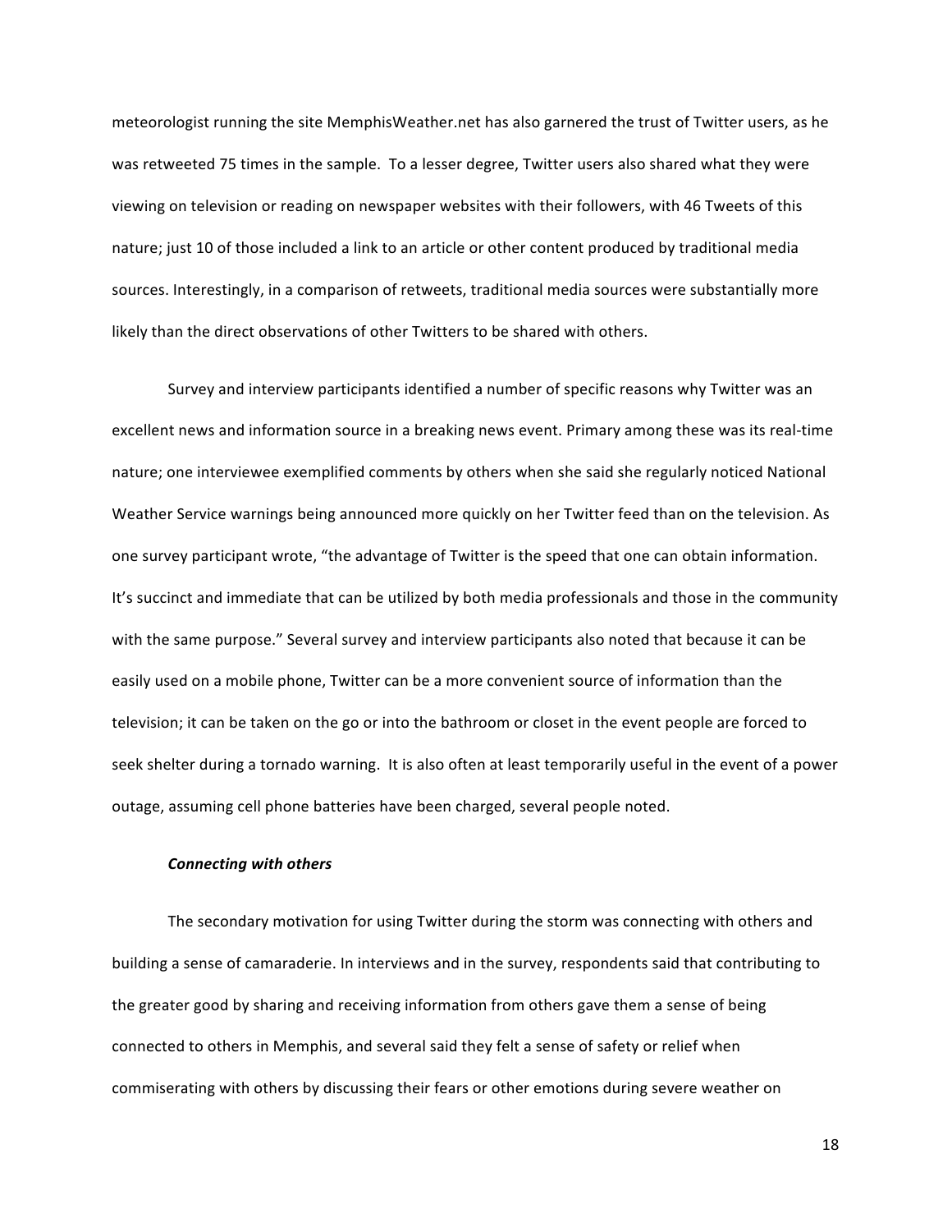meteorologist running the site MemphisWeather.net has also garnered the trust of Twitter users, as he was retweeted 75 times in the sample. To a lesser degree, Twitter users also shared what they were viewing on television or reading on newspaper websites with their followers, with 46 Tweets of this nature; just 10 of those included a link to an article or other content produced by traditional media sources. Interestingly, in a comparison of retweets, traditional media sources were substantially more likely than the direct observations of other Twitters to be shared with others.

Survey and interview participants identified a number of specific reasons why Twitter was an excellent news and information source in a breaking news event. Primary among these was its real-time nature; one interviewee exemplified comments by others when she said she regularly noticed National Weather Service warnings being announced more quickly on her Twitter feed than on the television. As one survey participant wrote, "the advantage of Twitter is the speed that one can obtain information. It's succinct and immediate that can be utilized by both media professionals and those in the community with the same purpose." Several survey and interview participants also noted that because it can be easily used on a mobile phone, Twitter can be a more convenient source of information than the television; it can be taken on the go or into the bathroom or closet in the event people are forced to seek shelter during a tornado warning. It is also often at least temporarily useful in the event of a power outage, assuming cell phone batteries have been charged, several people noted.

***Connecting with others***

The secondary motivation for using Twitter during the storm was connecting with others and building a sense of camaraderie. In interviews and in the survey, respondents said that contributing to the greater good by sharing and receiving information from others gave them a sense of being connected to others in Memphis, and several said they felt a sense of safety or relief when commiserating with others by discussing their fears or other emotions during severe weather on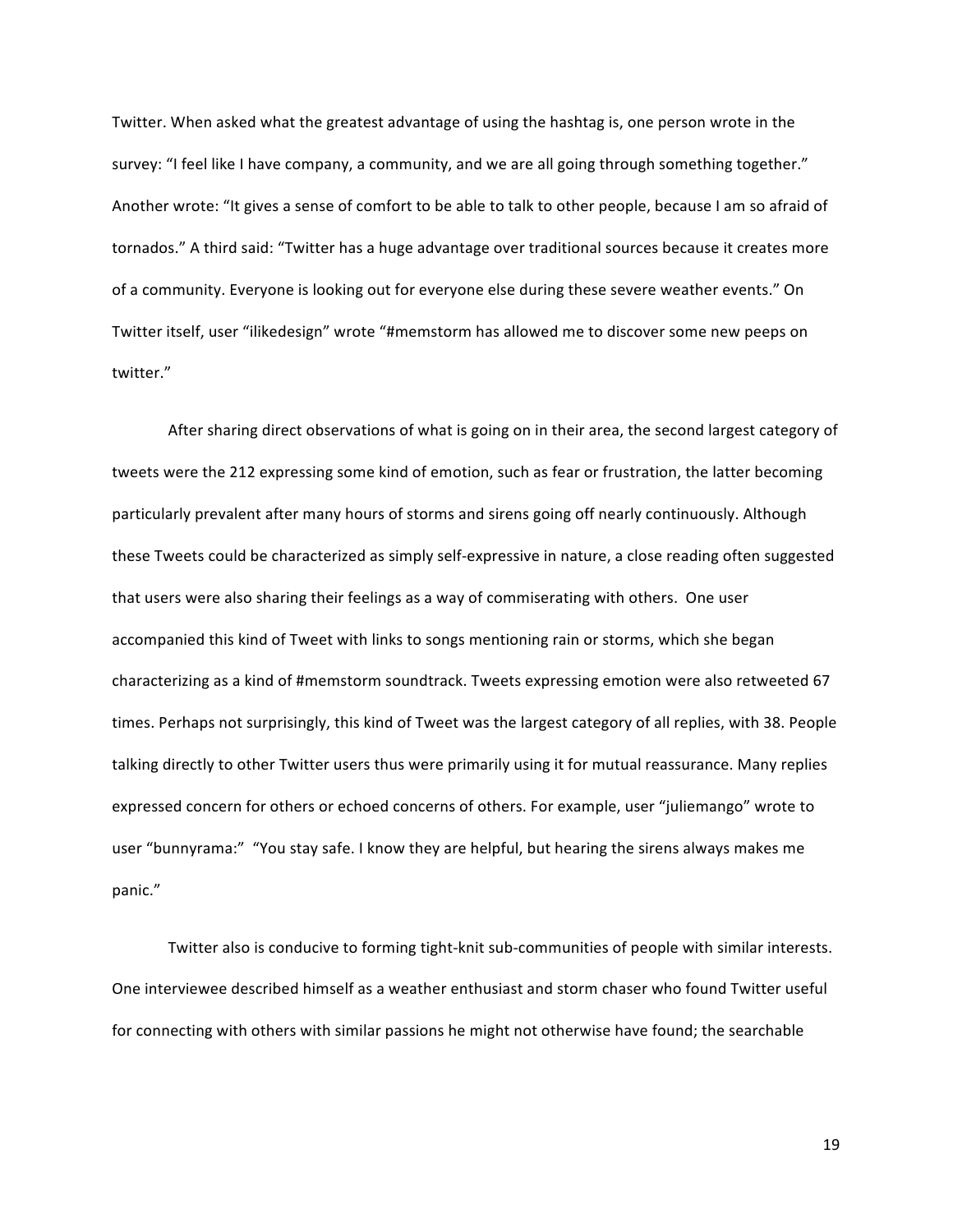Twitter. When asked what the greatest advantage of using the hashtag is, one person wrote in the survey: "I feel like I have company, a community, and we are all going through something together." Another wrote: "It gives a sense of comfort to be able to talk to other people, because I am so afraid of tornados." A third said: "Twitter has a huge advantage over traditional sources because it creates more of a community. Everyone is looking out for everyone else during these severe weather events." On Twitter itself, user "ilikedesign" wrote "#memstorm has allowed me to discover some new peeps on twitter."

After sharing direct observations of what is going on in their area, the second largest category of tweets were the 212 expressing some kind of emotion, such as fear or frustration, the latter becoming particularly prevalent after many hours of storms and sirens going off nearly continuously. Although these Tweets could be characterized as simply self-expressive in nature, a close reading often suggested that users were also sharing their feelings as a way of commiserating with others. One user accompanied this kind of Tweet with links to songs mentioning rain or storms, which she began characterizing as a kind of #memstorm soundtrack. Tweets expressing emotion were also retweeted 67 times. Perhaps not surprisingly, this kind of Tweet was the largest category of all replies, with 38. People talking directly to other Twitter users thus were primarily using it for mutual reassurance. Many replies expressed concern for others or echoed concerns of others. For example, user "juliemango" wrote to user "bunnyrama:" "You stay safe. I know they are helpful, but hearing the sirens always makes me panic."

Twitter also is conducive to forming tight-knit sub-communities of people with similar interests. One interviewee described himself as a weather enthusiast and storm chaser who found Twitter useful for connecting with others with similar passions he might not otherwise have found; the searchable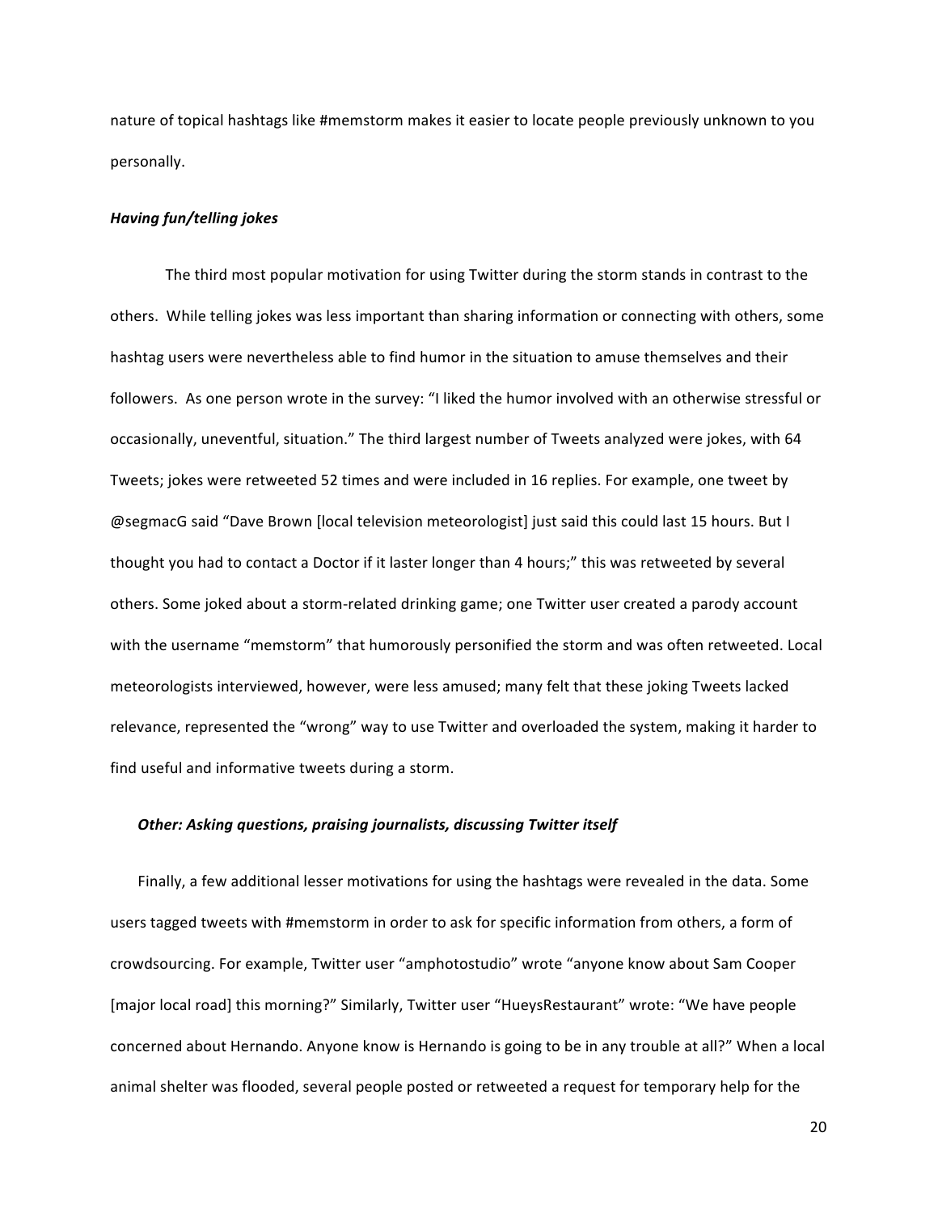nature of topical hashtags like #memstorm makes it easier to locate people previously unknown to you personally.

***Having fun/telling jokes***

The third most popular motivation for using Twitter during the storm stands in contrast to the others. While telling jokes was less important than sharing information or connecting with others, some hashtag users were nevertheless able to find humor in the situation to amuse themselves and their followers. As one person wrote in the survey: "I liked the humor involved with an otherwise stressful or occasionally, uneventful, situation." The third largest number of Tweets analyzed were jokes, with 64 Tweets; jokes were retweeted 52 times and were included in 16 replies. For example, one tweet by @segmacG said "Dave Brown [local television meteorologist] just said this could last 15 hours. But I thought you had to contact a Doctor if it laster longer than 4 hours;" this was retweeted by several others. Some joked about a storm-related drinking game; one Twitter user created a parody account with the username "memstorm" that humorously personified the storm and was often retweeted. Local meteorologists interviewed, however, were less amused; many felt that these joking Tweets lacked relevance, represented the "wrong" way to use Twitter and overloaded the system, making it harder to find useful and informative tweets during a storm.

***Other: Asking questions, praising journalists, discussing Twitter itself***

Finally, a few additional lesser motivations for using the hashtags were revealed in the data. Some users tagged tweets with #memstorm in order to ask for specific information from others, a form of crowdsourcing. For example, Twitter user "amphotostudio" wrote "anyone know about Sam Cooper [major local road] this morning?" Similarly, Twitter user "HueysRestaurant" wrote: "We have people concerned about Hernando. Anyone know is Hernando is going to be in any trouble at all?" When a local animal shelter was flooded, several people posted or retweeted a request for temporary help for the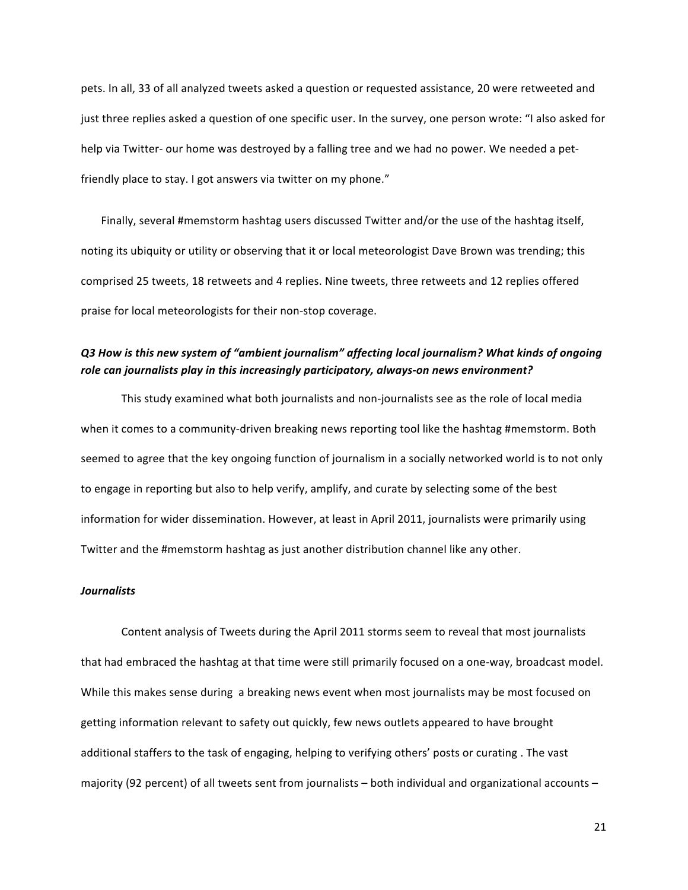pets. In all, 33 of all analyzed tweets asked a question or requested assistance, 20 were retweeted and just three replies asked a question of one specific user. In the survey, one person wrote: "I also asked for help via Twitter- our home was destroyed by a falling tree and we had no power. We needed a pet-friendly place to stay. I got answers via twitter on my phone."

Finally, several #memstorm hashtag users discussed Twitter and/or the use of the hashtag itself, noting its ubiquity or utility or observing that it or local meteorologist Dave Brown was trending; this comprised 25 tweets, 18 retweets and 4 replies. Nine tweets, three retweets and 12 replies offered praise for local meteorologists for their non-stop coverage.

***Q3 How is this new system of "ambient journalism" affecting local journalism? What kinds of ongoing role can journalists play in this increasingly participatory, always-on news environment?***

This study examined what both journalists and non-journalists see as the role of local media when it comes to a community-driven breaking news reporting tool like the hashtag #memstorm. Both seemed to agree that the key ongoing function of journalism in a socially networked world is to not only to engage in reporting but also to help verify, amplify, and curate by selecting some of the best information for wider dissemination. However, at least in April 2011, journalists were primarily using Twitter and the #memstorm hashtag as just another distribution channel like any other.

***Journalists***

Content analysis of Tweets during the April 2011 storms seem to reveal that most journalists that had embraced the hashtag at that time were still primarily focused on a one-way, broadcast model. While this makes sense during a breaking news event when most journalists may be most focused on getting information relevant to safety out quickly, few news outlets appeared to have brought additional staffers to the task of engaging, helping to verifying others' posts or curating . The vast majority (92 percent) of all tweets sent from journalists – both individual and organizational accounts –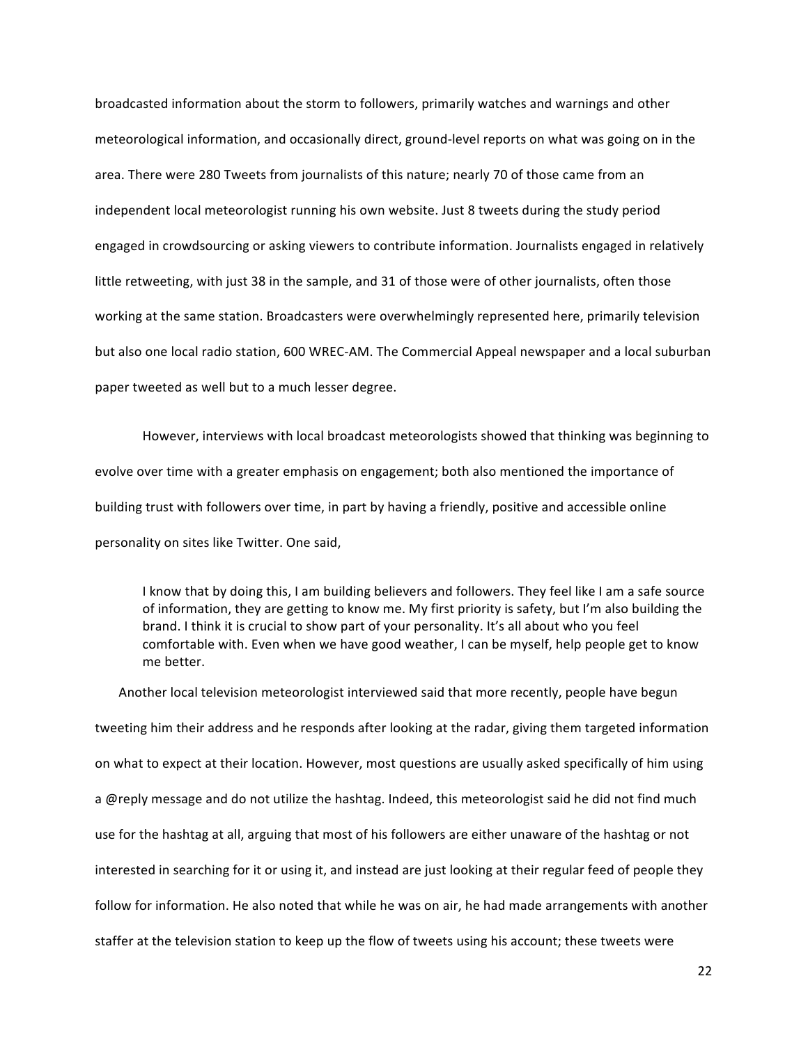broadcasted information about the storm to followers, primarily watches and warnings and other meteorological information, and occasionally direct, ground-level reports on what was going on in the area. There were 280 Tweets from journalists of this nature; nearly 70 of those came from an independent local meteorologist running his own website. Just 8 tweets during the study period engaged in crowdsourcing or asking viewers to contribute information. Journalists engaged in relatively little retweeting, with just 38 in the sample, and 31 of those were of other journalists, often those working at the same station. Broadcasters were overwhelmingly represented here, primarily television but also one local radio station, 600 WREC-AM. The Commercial Appeal newspaper and a local suburban paper tweeted as well but to a much lesser degree.

However, interviews with local broadcast meteorologists showed that thinking was beginning to evolve over time with a greater emphasis on engagement; both also mentioned the importance of building trust with followers over time, in part by having a friendly, positive and accessible online personality on sites like Twitter. One said,

> I know that by doing this, I am building believers and followers. They feel like I am a safe source of information, they are getting to know me. My first priority is safety, but I'm also building the brand. I think it is crucial to show part of your personality. It's all about who you feel comfortable with. Even when we have good weather, I can be myself, help people get to know me better.

Another local television meteorologist interviewed said that more recently, people have begun tweeting him their address and he responds after looking at the radar, giving them targeted information on what to expect at their location. However, most questions are usually asked specifically of him using a @reply message and do not utilize the hashtag. Indeed, this meteorologist said he did not find much use for the hashtag at all, arguing that most of his followers are either unaware of the hashtag or not interested in searching for it or using it, and instead are just looking at their regular feed of people they follow for information. He also noted that while he was on air, he had made arrangements with another staffer at the television station to keep up the flow of tweets using his account; these tweets were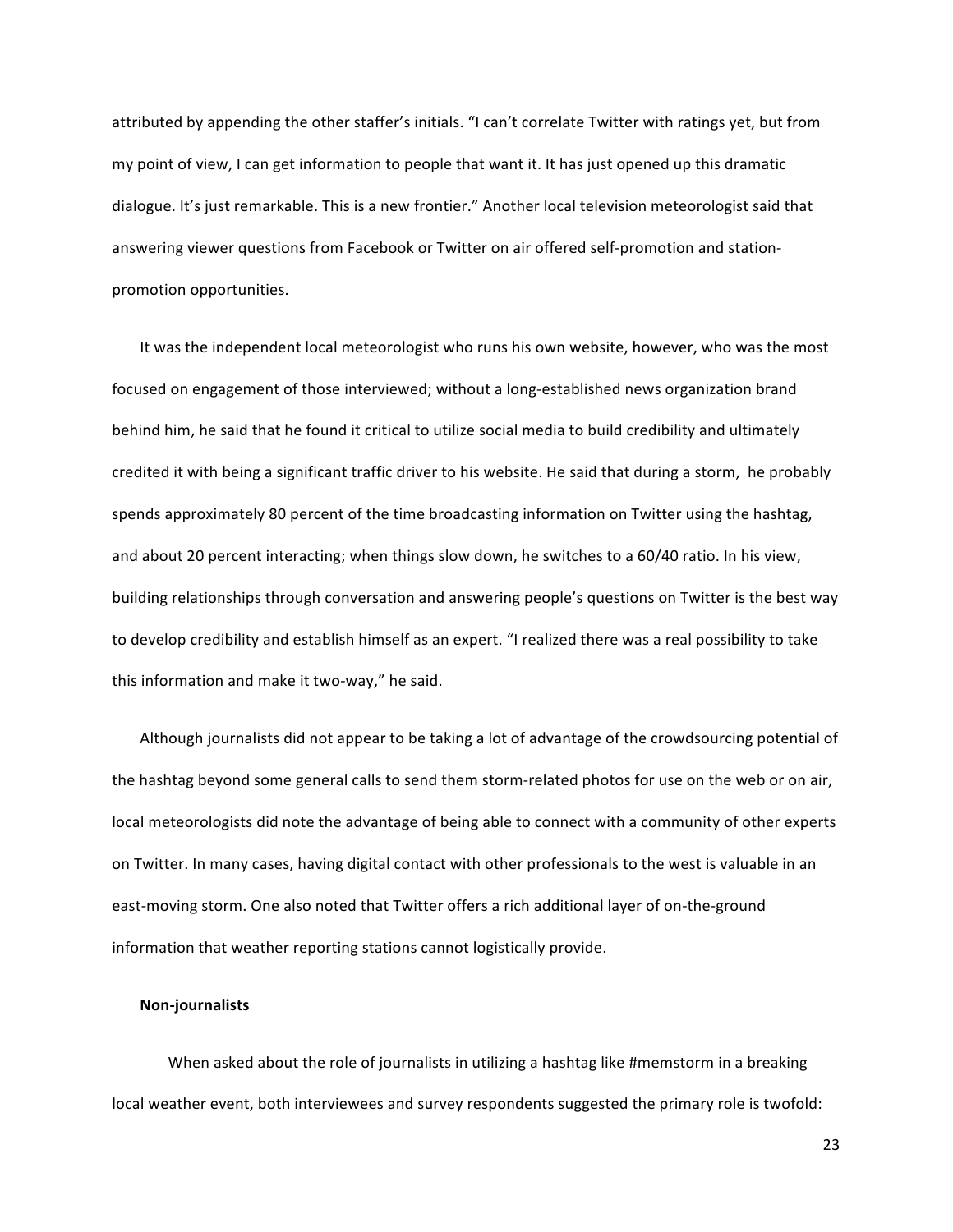attributed by appending the other staffer's initials. "I can't correlate Twitter with ratings yet, but from my point of view, I can get information to people that want it. It has just opened up this dramatic dialogue. It's just remarkable. This is a new frontier." Another local television meteorologist said that answering viewer questions from Facebook or Twitter on air offered self-promotion and station-promotion opportunities.

It was the independent local meteorologist who runs his own website, however, who was the most focused on engagement of those interviewed; without a long-established news organization brand behind him, he said that he found it critical to utilize social media to build credibility and ultimately credited it with being a significant traffic driver to his website. He said that during a storm, he probably spends approximately 80 percent of the time broadcasting information on Twitter using the hashtag, and about 20 percent interacting; when things slow down, he switches to a 60/40 ratio. In his view, building relationships through conversation and answering people's questions on Twitter is the best way to develop credibility and establish himself as an expert. "I realized there was a real possibility to take this information and make it two-way," he said.

Although journalists did not appear to be taking a lot of advantage of the crowdsourcing potential of the hashtag beyond some general calls to send them storm-related photos for use on the web or on air, local meteorologists did note the advantage of being able to connect with a community of other experts on Twitter. In many cases, having digital contact with other professionals to the west is valuable in an east-moving storm. One also noted that Twitter offers a rich additional layer of on-the-ground information that weather reporting stations cannot logistically provide.

**Non-journalists**

When asked about the role of journalists in utilizing a hashtag like #memstorm in a breaking local weather event, both interviewees and survey respondents suggested the primary role is twofold: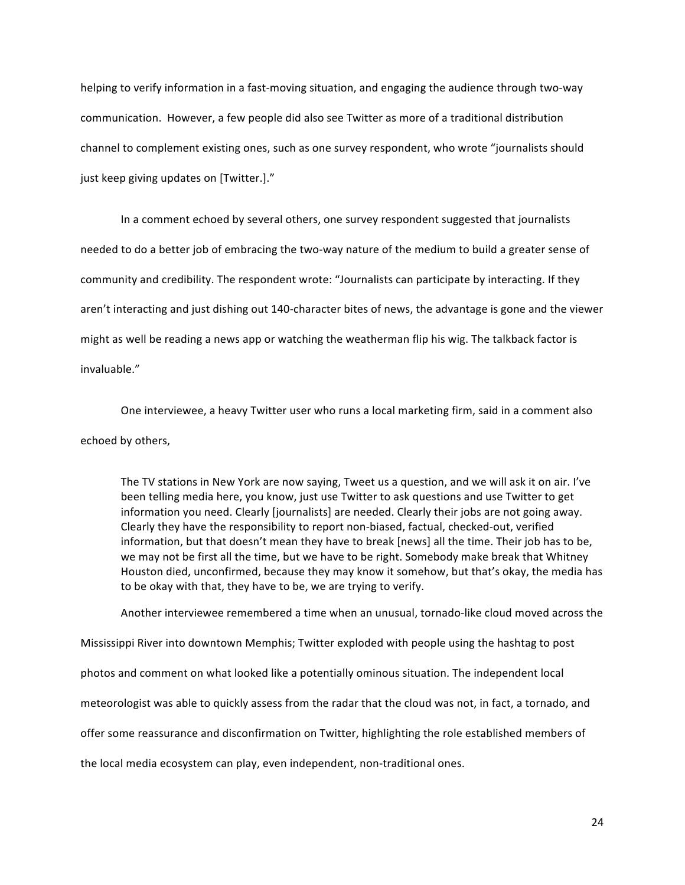helping to verify information in a fast-moving situation, and engaging the audience through two-way communication. However, a few people did also see Twitter as more of a traditional distribution channel to complement existing ones, such as one survey respondent, who wrote "journalists should just keep giving updates on [Twitter.]."

In a comment echoed by several others, one survey respondent suggested that journalists needed to do a better job of embracing the two-way nature of the medium to build a greater sense of community and credibility. The respondent wrote: "Journalists can participate by interacting. If they aren't interacting and just dishing out 140-character bites of news, the advantage is gone and the viewer might as well be reading a news app or watching the weatherman flip his wig. The talkback factor is invaluable."

One interviewee, a heavy Twitter user who runs a local marketing firm, said in a comment also echoed by others,

> The TV stations in New York are now saying, Tweet us a question, and we will ask it on air. I've been telling media here, you know, just use Twitter to ask questions and use Twitter to get information you need. Clearly [journalists] are needed. Clearly their jobs are not going away. Clearly they have the responsibility to report non-biased, factual, checked-out, verified information, but that doesn't mean they have to break [news] all the time. Their job has to be, we may not be first all the time, but we have to be right. Somebody make break that Whitney Houston died, unconfirmed, because they may know it somehow, but that's okay, the media has to be okay with that, they have to be, we are trying to verify.

Another interviewee remembered a time when an unusual, tornado-like cloud moved across the Mississippi River into downtown Memphis; Twitter exploded with people using the hashtag to post photos and comment on what looked like a potentially ominous situation. The independent local meteorologist was able to quickly assess from the radar that the cloud was not, in fact, a tornado, and offer some reassurance and disconfirmation on Twitter, highlighting the role established members of the local media ecosystem can play, even independent, non-traditional ones.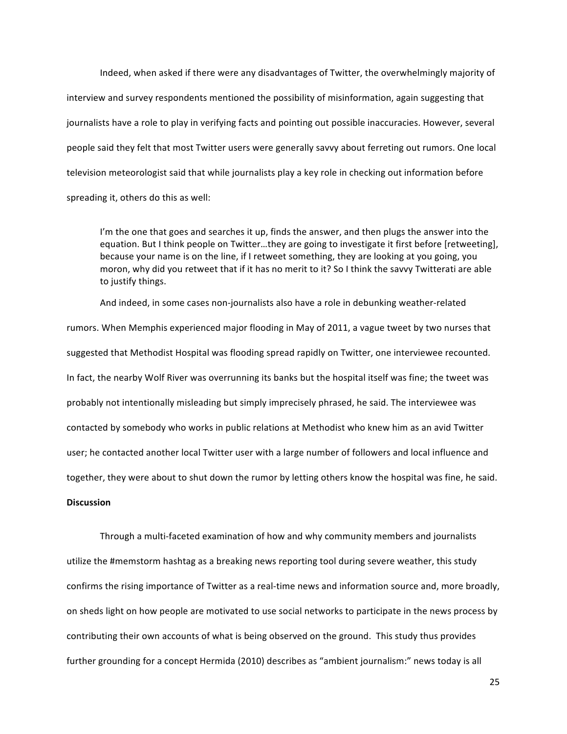Indeed, when asked if there were any disadvantages of Twitter, the overwhelmingly majority of interview and survey respondents mentioned the possibility of misinformation, again suggesting that journalists have a role to play in verifying facts and pointing out possible inaccuracies. However, several people said they felt that most Twitter users were generally savvy about ferreting out rumors. One local television meteorologist said that while journalists play a key role in checking out information before spreading it, others do this as well:

> I'm the one that goes and searches it up, finds the answer, and then plugs the answer into the equation. But I think people on Twitter…they are going to investigate it first before [retweeting], because your name is on the line, if I retweet something, they are looking at you going, you moron, why did you retweet that if it has no merit to it? So I think the savvy Twitterati are able to justify things.

And indeed, in some cases non-journalists also have a role in debunking weather-related rumors. When Memphis experienced major flooding in May of 2011, a vague tweet by two nurses that suggested that Methodist Hospital was flooding spread rapidly on Twitter, one interviewee recounted. In fact, the nearby Wolf River was overrunning its banks but the hospital itself was fine; the tweet was probably not intentionally misleading but simply imprecisely phrased, he said. The interviewee was contacted by somebody who works in public relations at Methodist who knew him as an avid Twitter user; he contacted another local Twitter user with a large number of followers and local influence and together, they were about to shut down the rumor by letting others know the hospital was fine, he said.

**Discussion**

Through a multi-faceted examination of how and why community members and journalists utilize the #memstorm hashtag as a breaking news reporting tool during severe weather, this study confirms the rising importance of Twitter as a real-time news and information source and, more broadly, on sheds light on how people are motivated to use social networks to participate in the news process by contributing their own accounts of what is being observed on the ground. This study thus provides further grounding for a concept Hermida (2010) describes as "ambient journalism:" news today is all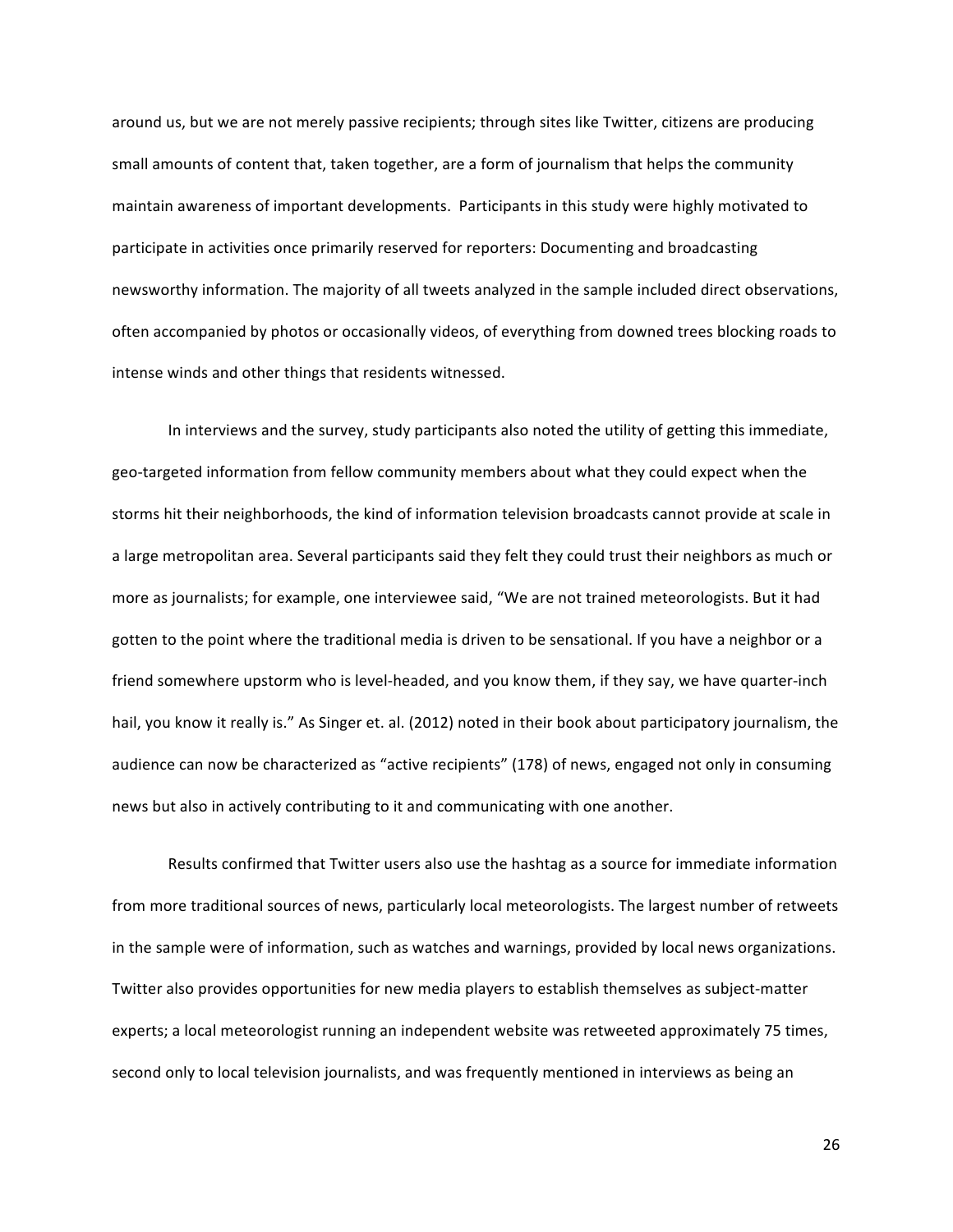around us, but we are not merely passive recipients; through sites like Twitter, citizens are producing small amounts of content that, taken together, are a form of journalism that helps the community maintain awareness of important developments.  Participants in this study were highly motivated to participate in activities once primarily reserved for reporters: Documenting and broadcasting newsworthy information. The majority of all tweets analyzed in the sample included direct observations, often accompanied by photos or occasionally videos, of everything from downed trees blocking roads to intense winds and other things that residents witnessed.

In interviews and the survey, study participants also noted the utility of getting this immediate, geo-targeted information from fellow community members about what they could expect when the storms hit their neighborhoods, the kind of information television broadcasts cannot provide at scale in a large metropolitan area. Several participants said they felt they could trust their neighbors as much or more as journalists; for example, one interviewee said, "We are not trained meteorologists. But it had gotten to the point where the traditional media is driven to be sensational. If you have a neighbor or a friend somewhere upstorm who is level-headed, and you know them, if they say, we have quarter-inch hail, you know it really is." As Singer et. al. (2012) noted in their book about participatory journalism, the audience can now be characterized as "active recipients" (178) of news, engaged not only in consuming news but also in actively contributing to it and communicating with one another.

Results confirmed that Twitter users also use the hashtag as a source for immediate information from more traditional sources of news, particularly local meteorologists. The largest number of retweets in the sample were of information, such as watches and warnings, provided by local news organizations. Twitter also provides opportunities for new media players to establish themselves as subject-matter experts; a local meteorologist running an independent website was retweeted approximately 75 times, second only to local television journalists, and was frequently mentioned in interviews as being an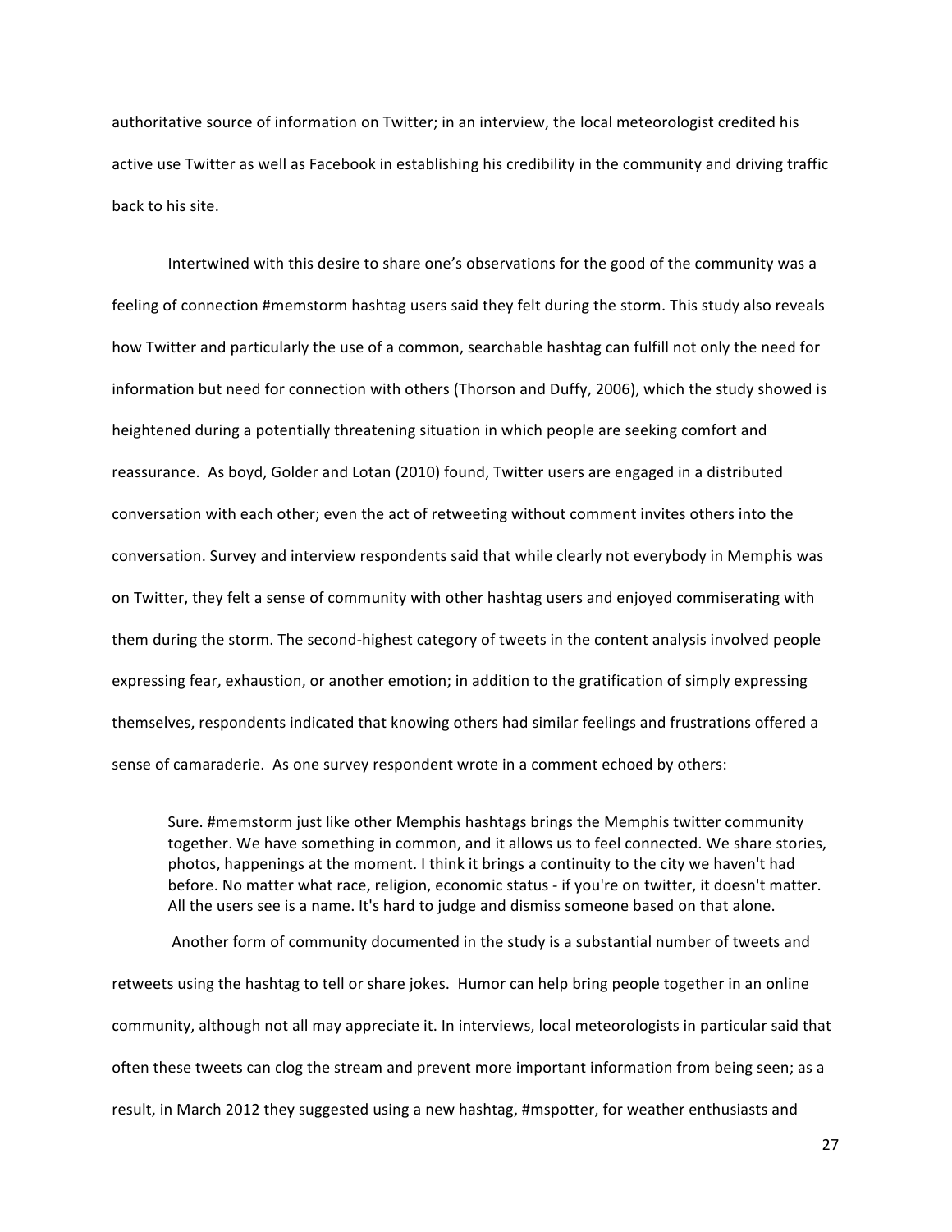authoritative source of information on Twitter; in an interview, the local meteorologist credited his active use Twitter as well as Facebook in establishing his credibility in the community and driving traffic back to his site.

Intertwined with this desire to share one's observations for the good of the community was a feeling of connection #memstorm hashtag users said they felt during the storm. This study also reveals how Twitter and particularly the use of a common, searchable hashtag can fulfill not only the need for information but need for connection with others (Thorson and Duffy, 2006), which the study showed is heightened during a potentially threatening situation in which people are seeking comfort and reassurance. As boyd, Golder and Lotan (2010) found, Twitter users are engaged in a distributed conversation with each other; even the act of retweeting without comment invites others into the conversation. Survey and interview respondents said that while clearly not everybody in Memphis was on Twitter, they felt a sense of community with other hashtag users and enjoyed commiserating with them during the storm. The second-highest category of tweets in the content analysis involved people expressing fear, exhaustion, or another emotion; in addition to the gratification of simply expressing themselves, respondents indicated that knowing others had similar feelings and frustrations offered a sense of camaraderie. As one survey respondent wrote in a comment echoed by others:

> Sure. #memstorm just like other Memphis hashtags brings the Memphis twitter community together. We have something in common, and it allows us to feel connected. We share stories, photos, happenings at the moment. I think it brings a continuity to the city we haven't had before. No matter what race, religion, economic status - if you're on twitter, it doesn't matter. All the users see is a name. It's hard to judge and dismiss someone based on that alone.

Another form of community documented in the study is a substantial number of tweets and retweets using the hashtag to tell or share jokes. Humor can help bring people together in an online community, although not all may appreciate it. In interviews, local meteorologists in particular said that often these tweets can clog the stream and prevent more important information from being seen; as a result, in March 2012 they suggested using a new hashtag, #mspotter, for weather enthusiasts and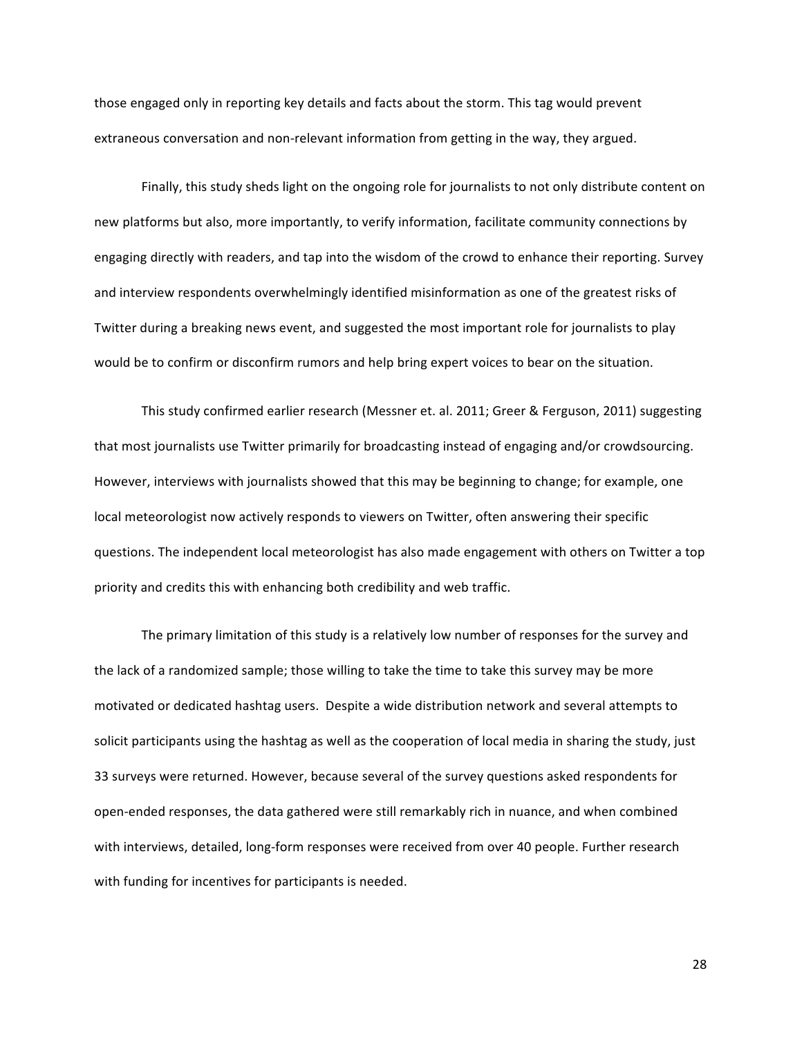those engaged only in reporting key details and facts about the storm. This tag would prevent extraneous conversation and non-relevant information from getting in the way, they argued.

Finally, this study sheds light on the ongoing role for journalists to not only distribute content on new platforms but also, more importantly, to verify information, facilitate community connections by engaging directly with readers, and tap into the wisdom of the crowd to enhance their reporting. Survey and interview respondents overwhelmingly identified misinformation as one of the greatest risks of Twitter during a breaking news event, and suggested the most important role for journalists to play would be to confirm or disconfirm rumors and help bring expert voices to bear on the situation.

This study confirmed earlier research (Messner et. al. 2011; Greer & Ferguson, 2011) suggesting that most journalists use Twitter primarily for broadcasting instead of engaging and/or crowdsourcing. However, interviews with journalists showed that this may be beginning to change; for example, one local meteorologist now actively responds to viewers on Twitter, often answering their specific questions. The independent local meteorologist has also made engagement with others on Twitter a top priority and credits this with enhancing both credibility and web traffic.

The primary limitation of this study is a relatively low number of responses for the survey and the lack of a randomized sample; those willing to take the time to take this survey may be more motivated or dedicated hashtag users. Despite a wide distribution network and several attempts to solicit participants using the hashtag as well as the cooperation of local media in sharing the study, just 33 surveys were returned. However, because several of the survey questions asked respondents for open-ended responses, the data gathered were still remarkably rich in nuance, and when combined with interviews, detailed, long-form responses were received from over 40 people. Further research with funding for incentives for participants is needed.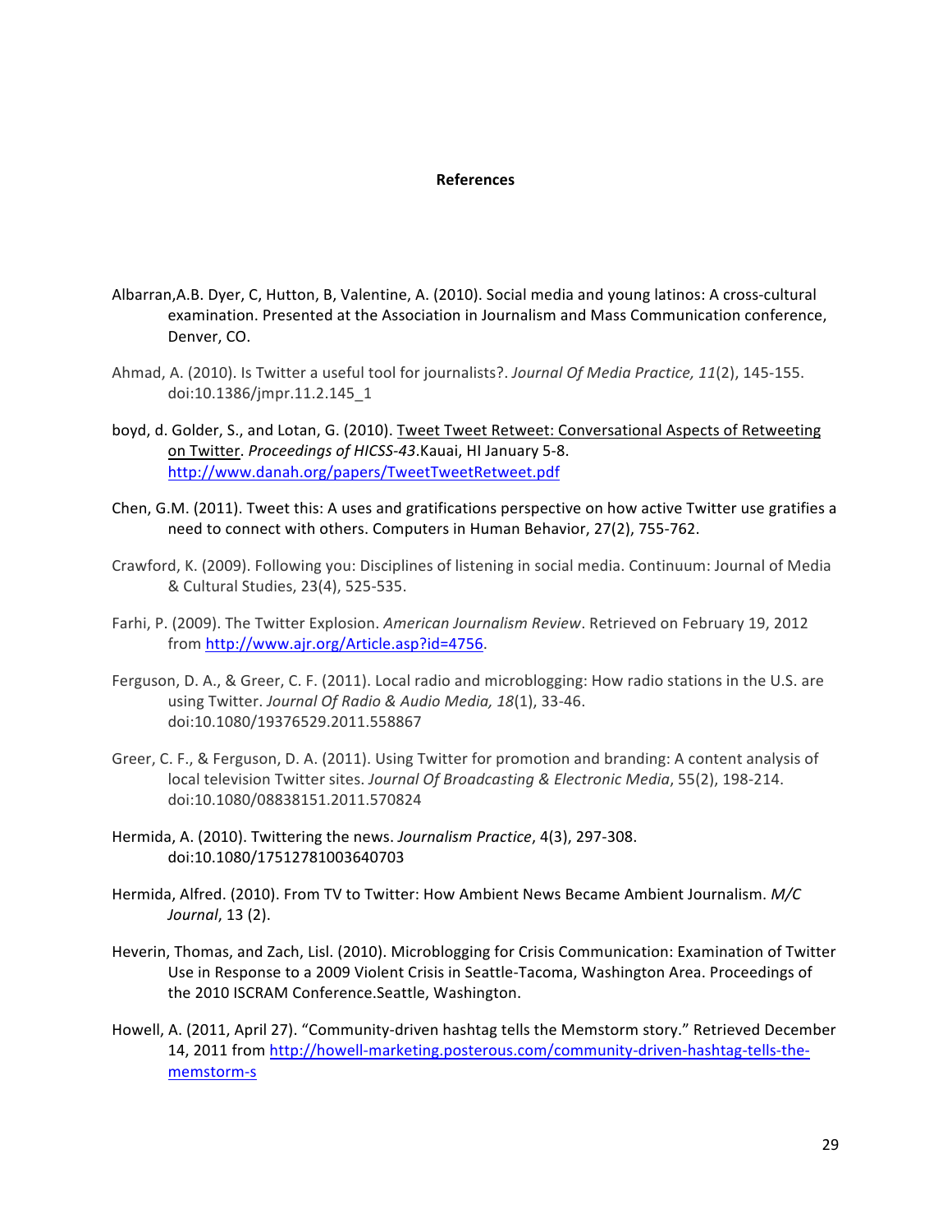# References

Albarran,A.B. Dyer, C, Hutton, B, Valentine, A. (2010). Social media and young latinos: A cross-cultural examination. Presented at the Association in Journalism and Mass Communication conference, Denver, CO.

Ahmad, A. (2010). Is Twitter a useful tool for journalists?. *Journal Of Media Practice, 11*(2), 145-155. doi:10.1386/jmpr.11.2.145_1

boyd, d. Golder, S., and Lotan, G. (2010). Tweet Tweet Retweet: Conversational Aspects of Retweeting on Twitter. *Proceedings of HICSS-43*.Kauai, HI January 5-8. http://www.danah.org/papers/TweetTweetRetweet.pdf

Chen, G.M. (2011). Tweet this: A uses and gratifications perspective on how active Twitter use gratifies a need to connect with others. Computers in Human Behavior, 27(2), 755-762.

Crawford, K. (2009). Following you: Disciplines of listening in social media. Continuum: Journal of Media & Cultural Studies, 23(4), 525-535.

Farhi, P. (2009). The Twitter Explosion. *American Journalism Review*. Retrieved on February 19, 2012 from http://www.ajr.org/Article.asp?id=4756.

Ferguson, D. A., & Greer, C. F. (2011). Local radio and microblogging: How radio stations in the U.S. are using Twitter. *Journal Of Radio & Audio Media, 18*(1), 33-46. doi:10.1080/19376529.2011.558867

Greer, C. F., & Ferguson, D. A. (2011). Using Twitter for promotion and branding: A content analysis of local television Twitter sites. *Journal Of Broadcasting & Electronic Media*, 55(2), 198-214. doi:10.1080/08838151.2011.570824

Hermida, A. (2010). Twittering the news. *Journalism Practice*, 4(3), 297-308. doi:10.1080/17512781003640703

Hermida, Alfred. (2010). From TV to Twitter: How Ambient News Became Ambient Journalism. *M/C Journal*, 13 (2).

Heverin, Thomas, and Zach, Lisl. (2010). Microblogging for Crisis Communication: Examination of Twitter Use in Response to a 2009 Violent Crisis in Seattle-Tacoma, Washington Area. Proceedings of the 2010 ISCRAM Conference.Seattle, Washington.

Howell, A. (2011, April 27). "Community-driven hashtag tells the Memstorm story." Retrieved December 14, 2011 from http://howell-marketing.posterous.com/community-driven-hashtag-tells-the-memstorm-s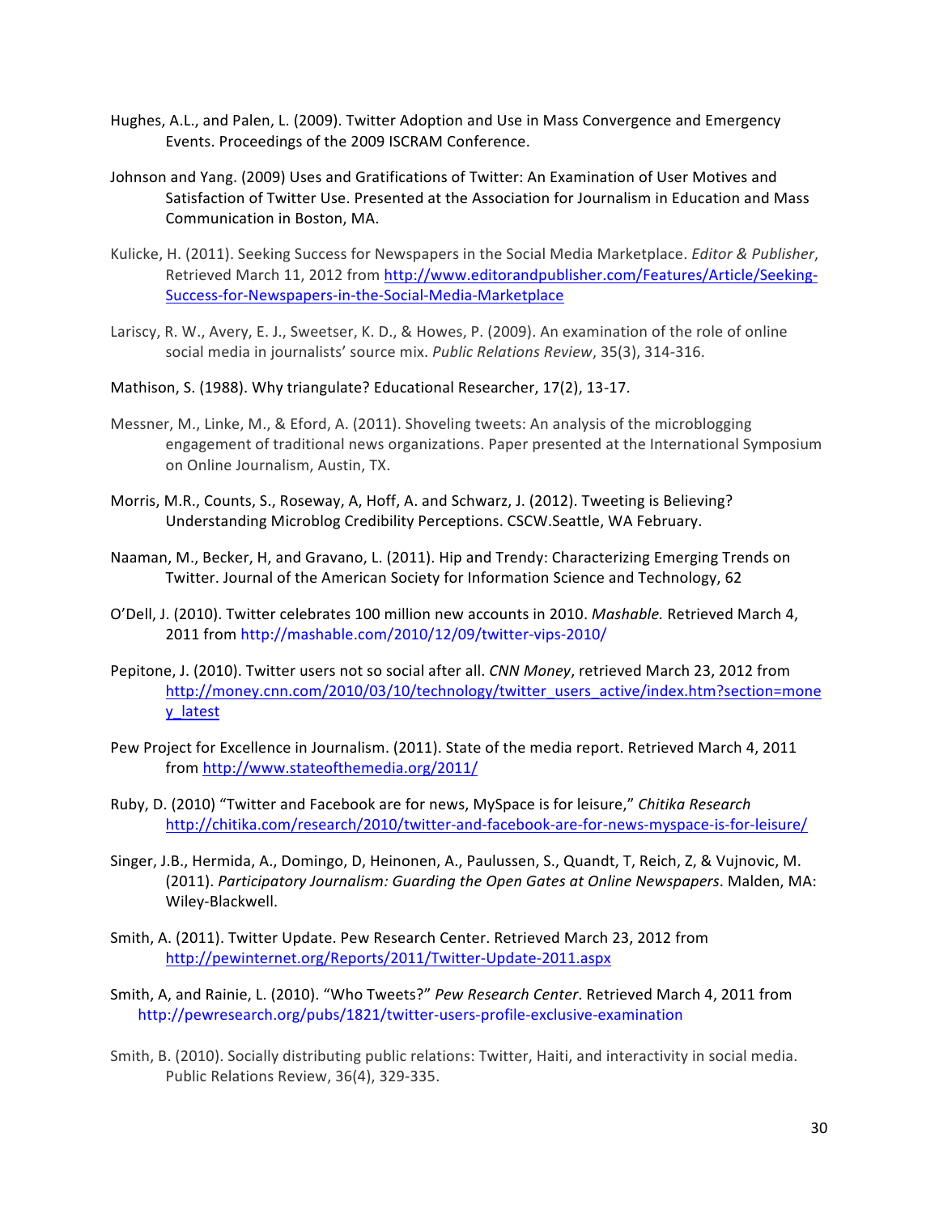Hughes, A.L., and Palen, L. (2009). Twitter Adoption and Use in Mass Convergence and Emergency Events. Proceedings of the 2009 ISCRAM Conference.

Johnson and Yang. (2009) Uses and Gratifications of Twitter: An Examination of User Motives and Satisfaction of Twitter Use. Presented at the Association for Journalism in Education and Mass Communication in Boston, MA.

Kulicke, H. (2011). Seeking Success for Newspapers in the Social Media Marketplace. *Editor & Publisher*, Retrieved March 11, 2012 from http://www.editorandpublisher.com/Features/Article/Seeking-Success-for-Newspapers-in-the-Social-Media-Marketplace

Lariscy, R. W., Avery, E. J., Sweetser, K. D., & Howes, P. (2009). An examination of the role of online social media in journalists' source mix. *Public Relations Review*, 35(3), 314-316.

Mathison, S. (1988). Why triangulate? Educational Researcher, 17(2), 13-17.

Messner, M., Linke, M., & Eford, A. (2011). Shoveling tweets: An analysis of the microblogging engagement of traditional news organizations. Paper presented at the International Symposium on Online Journalism, Austin, TX.

Morris, M.R., Counts, S., Roseway, A, Hoff, A. and Schwarz, J. (2012). Tweeting is Believing? Understanding Microblog Credibility Perceptions. CSCW.Seattle, WA February.

Naaman, M., Becker, H, and Gravano, L. (2011). Hip and Trendy: Characterizing Emerging Trends on Twitter. Journal of the American Society for Information Science and Technology, 62

O'Dell, J. (2010). Twitter celebrates 100 million new accounts in 2010. *Mashable.* Retrieved March 4, 2011 from http://mashable.com/2010/12/09/twitter-vips-2010/

Pepitone, J. (2010). Twitter users not so social after all. *CNN Money*, retrieved March 23, 2012 from http://money.cnn.com/2010/03/10/technology/twitter_users_active/index.htm?section=money_latest

Pew Project for Excellence in Journalism. (2011). State of the media report. Retrieved March 4, 2011 from http://www.stateofthemedia.org/2011/

Ruby, D. (2010) "Twitter and Facebook are for news, MySpace is for leisure," *Chitika Research* http://chitika.com/research/2010/twitter-and-facebook-are-for-news-myspace-is-for-leisure/

Singer, J.B., Hermida, A., Domingo, D, Heinonen, A., Paulussen, S., Quandt, T, Reich, Z, & Vujnovic, M. (2011). *Participatory Journalism: Guarding the Open Gates at Online Newspapers*. Malden, MA: Wiley-Blackwell.

Smith, A. (2011). Twitter Update. Pew Research Center. Retrieved March 23, 2012 from http://pewinternet.org/Reports/2011/Twitter-Update-2011.aspx

Smith, A, and Rainie, L. (2010). "Who Tweets?" *Pew Research Center*. Retrieved March 4, 2011 from http://pewresearch.org/pubs/1821/twitter-users-profile-exclusive-examination

Smith, B. (2010). Socially distributing public relations: Twitter, Haiti, and interactivity in social media. Public Relations Review, 36(4), 329-335.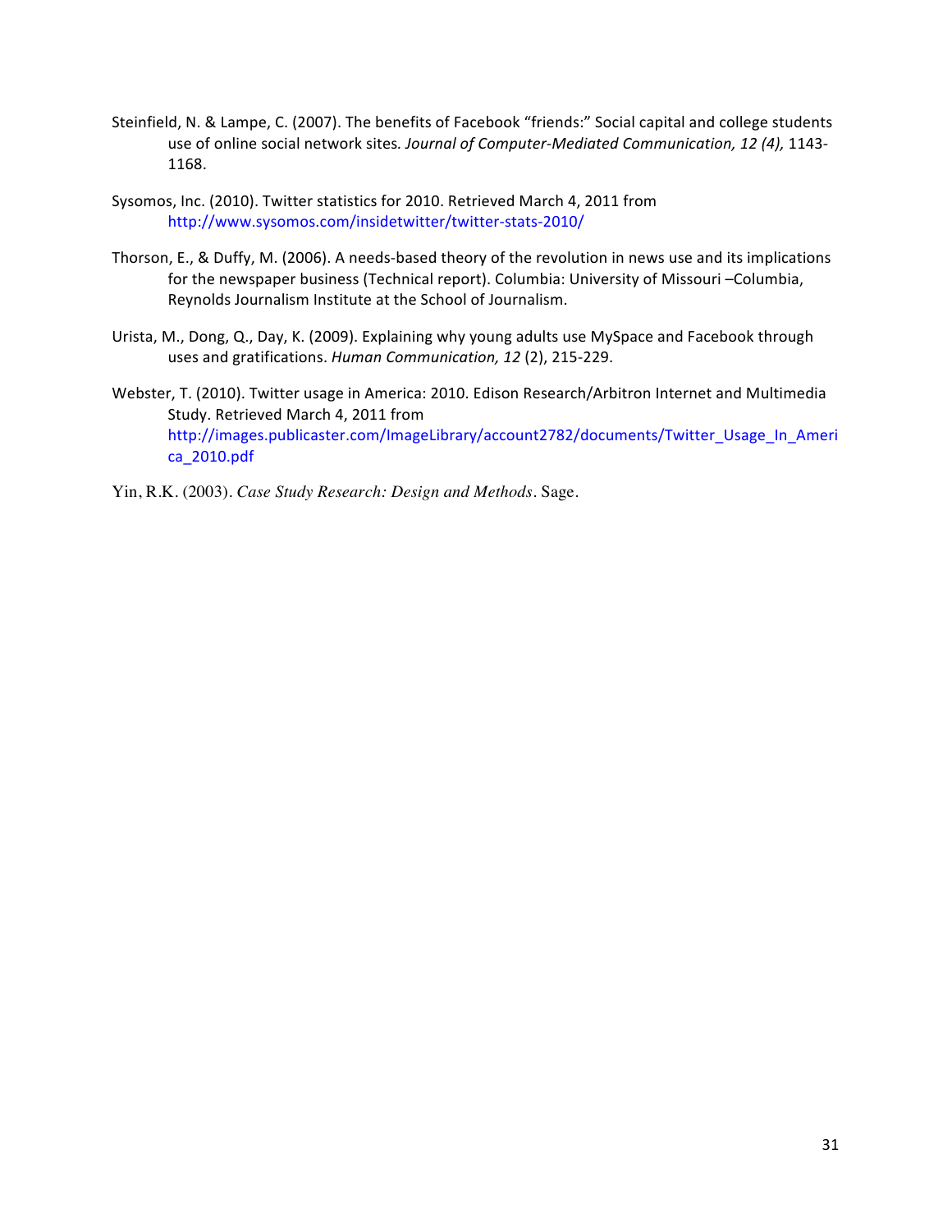Steinfield, N. & Lampe, C. (2007). The benefits of Facebook "friends:" Social capital and college students use of online social network sites. *Journal of Computer-Mediated Communication, 12 (4),* 1143-1168.

Sysomos, Inc. (2010). Twitter statistics for 2010. Retrieved March 4, 2011 from http://www.sysomos.com/insidetwitter/twitter-stats-2010/

Thorson, E., & Duffy, M. (2006). A needs-based theory of the revolution in news use and its implications for the newspaper business (Technical report). Columbia: University of Missouri –Columbia, Reynolds Journalism Institute at the School of Journalism.

Urista, M., Dong, Q., Day, K. (2009). Explaining why young adults use MySpace and Facebook through uses and gratifications. *Human Communication, 12* (2), 215-229.

Webster, T. (2010). Twitter usage in America: 2010. Edison Research/Arbitron Internet and Multimedia Study. Retrieved March 4, 2011 from http://images.publicaster.com/ImageLibrary/account2782/documents/Twitter_Usage_In_America_2010.pdf

Yin, R.K. (2003). *Case Study Research: Design and Methods*. Sage.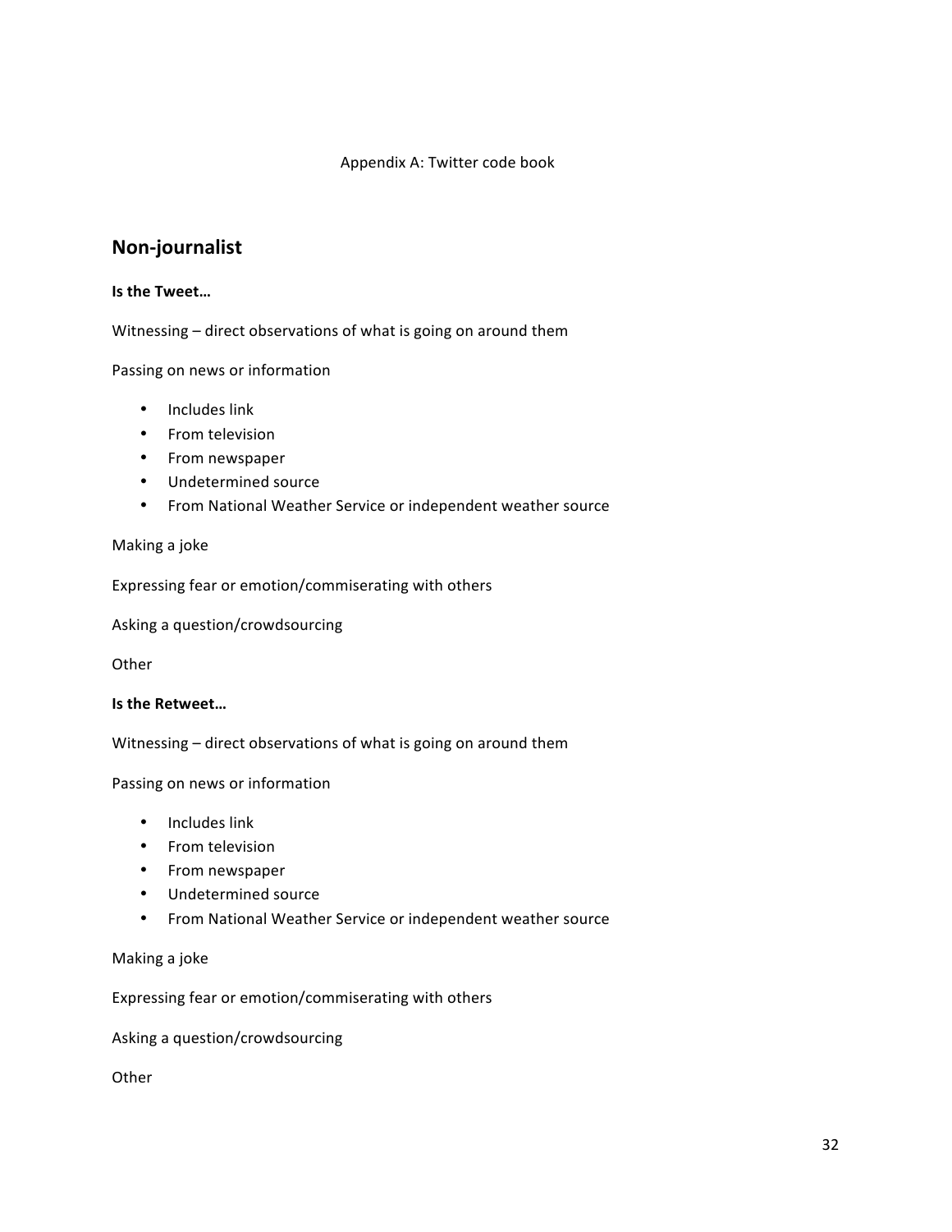Appendix A: Twitter code book

## Non-journalist

**Is the Tweet…**

Witnessing – direct observations of what is going on around them

Passing on news or information

- Includes link
- From television
- From newspaper
- Undetermined source
- From National Weather Service or independent weather source

Making a joke

Expressing fear or emotion/commiserating with others

Asking a question/crowdsourcing

Other

**Is the Retweet…**

Witnessing – direct observations of what is going on around them

Passing on news or information

- Includes link
- From television
- From newspaper
- Undetermined source
- From National Weather Service or independent weather source

Making a joke

Expressing fear or emotion/commiserating with others

Asking a question/crowdsourcing

Other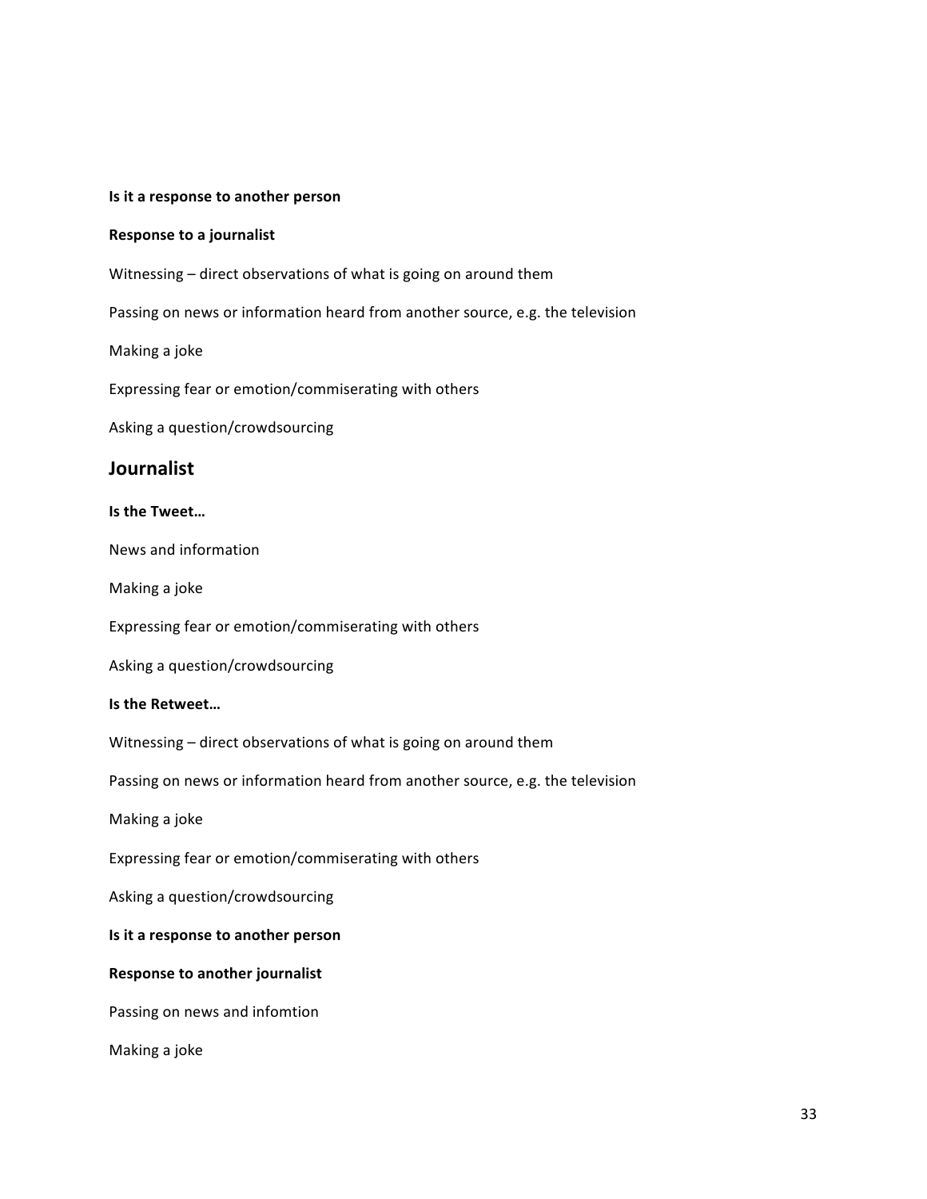**Is it a response to another person**

**Response to a journalist**

Witnessing – direct observations of what is going on around them

Passing on news or information heard from another source, e.g. the television

Making a joke

Expressing fear or emotion/commiserating with others

Asking a question/crowdsourcing

## Journalist

**Is the Tweet…**

News and information

Making a joke

Expressing fear or emotion/commiserating with others

Asking a question/crowdsourcing

**Is the Retweet…**

Witnessing – direct observations of what is going on around them

Passing on news or information heard from another source, e.g. the television

Making a joke

Expressing fear or emotion/commiserating with others

Asking a question/crowdsourcing

**Is it a response to another person**

**Response to another journalist**

Passing on news and infomtion

Making a joke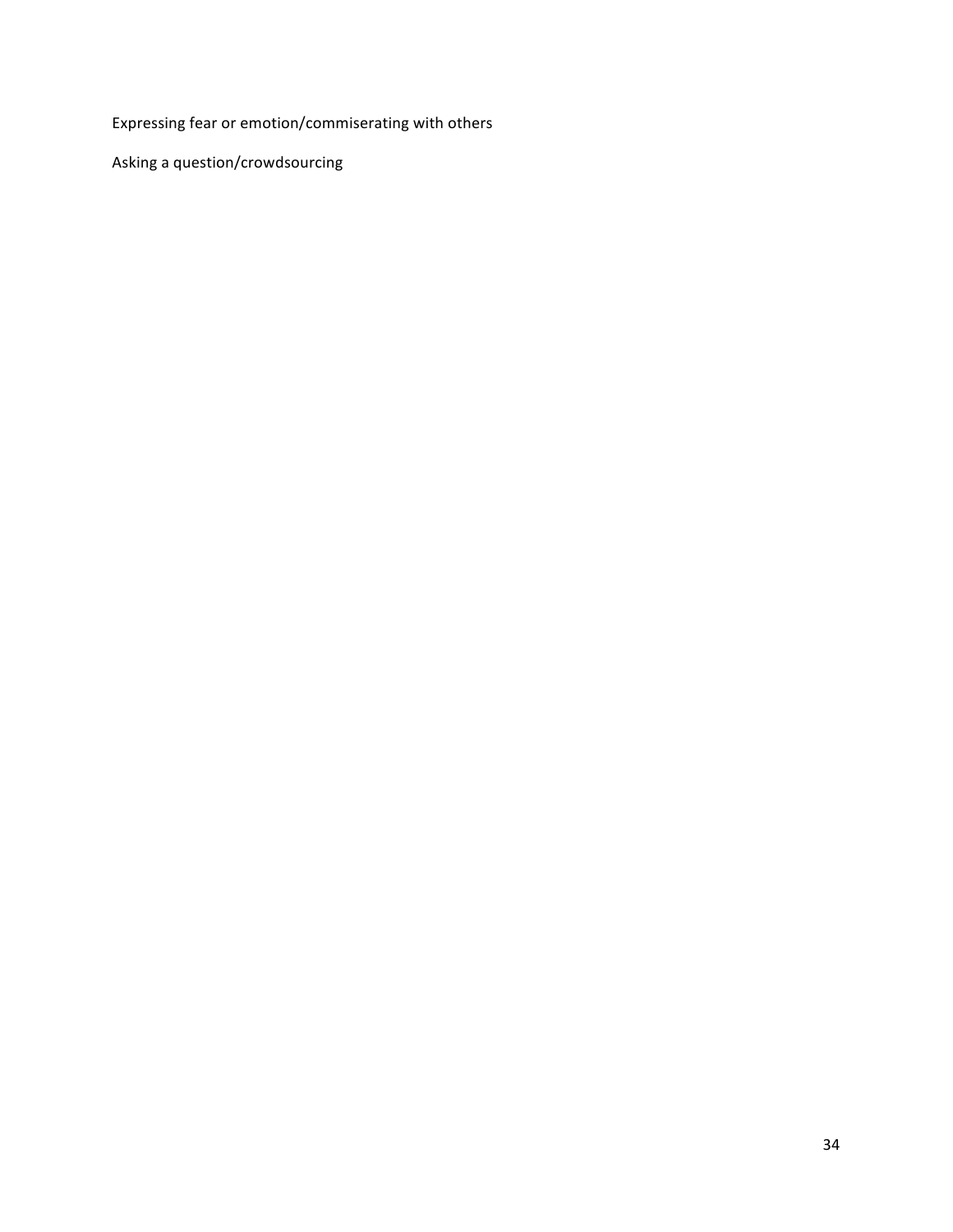Expressing fear or emotion/commiserating with others

Asking a question/crowdsourcing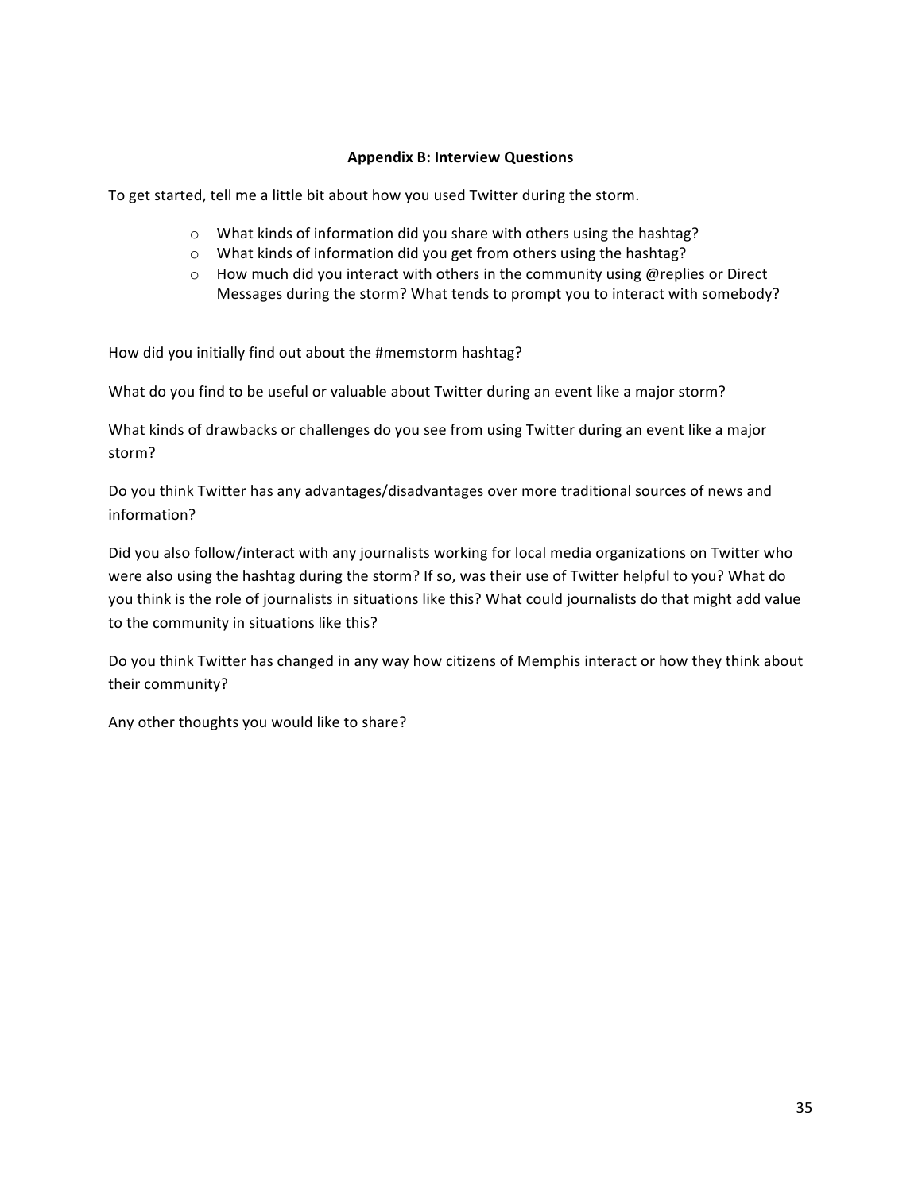## Appendix B: Interview Questions

To get started, tell me a little bit about how you used Twitter during the storm.

- What kinds of information did you share with others using the hashtag?
- What kinds of information did you get from others using the hashtag?
- How much did you interact with others in the community using @replies or Direct Messages during the storm? What tends to prompt you to interact with somebody?

How did you initially find out about the #memstorm hashtag?

What do you find to be useful or valuable about Twitter during an event like a major storm?

What kinds of drawbacks or challenges do you see from using Twitter during an event like a major storm?

Do you think Twitter has any advantages/disadvantages over more traditional sources of news and information?

Did you also follow/interact with any journalists working for local media organizations on Twitter who were also using the hashtag during the storm? If so, was their use of Twitter helpful to you? What do you think is the role of journalists in situations like this? What could journalists do that might add value to the community in situations like this?

Do you think Twitter has changed in any way how citizens of Memphis interact or how they think about their community?

Any other thoughts you would like to share?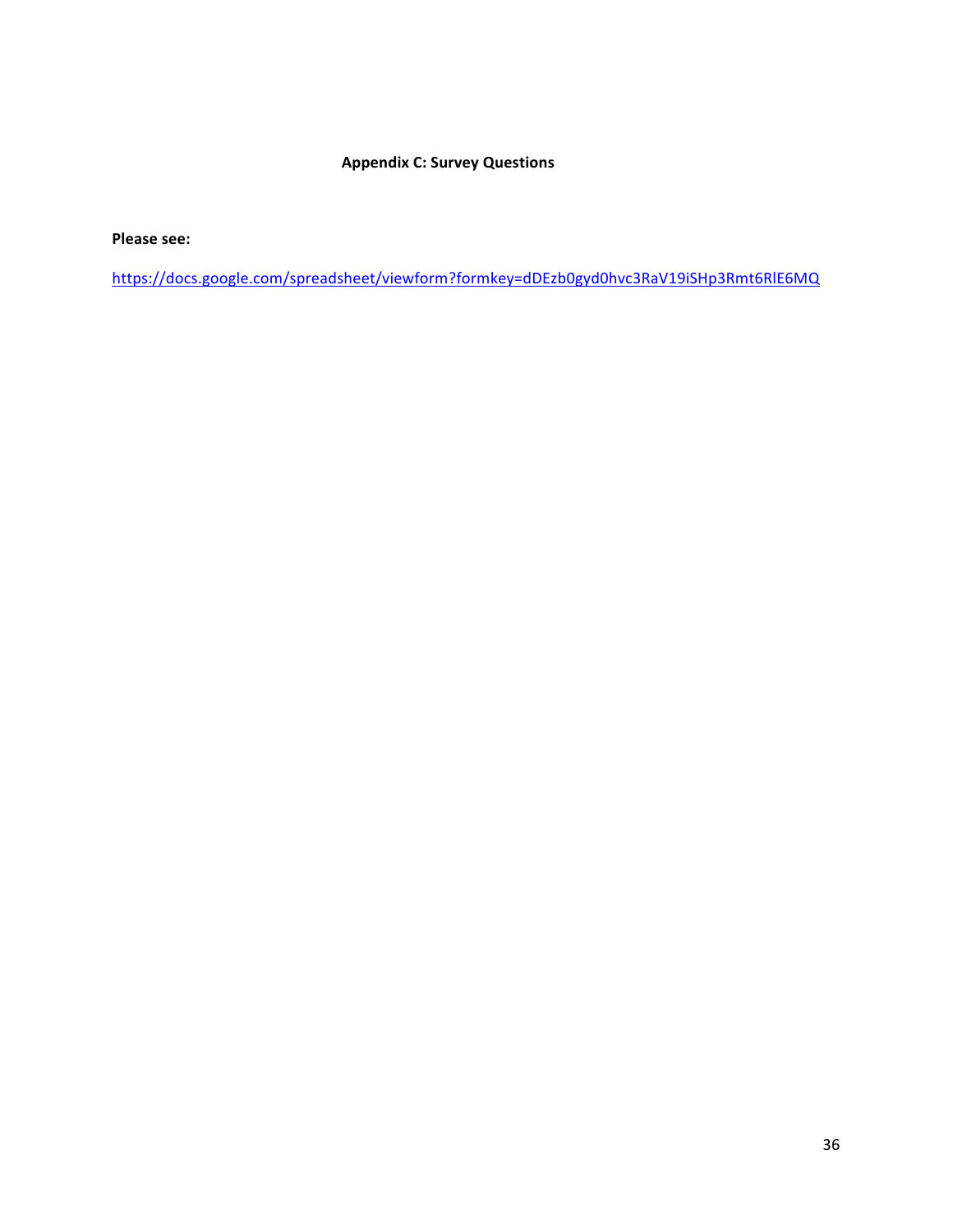## Appendix C: Survey Questions

**Please see:**

https://docs.google.com/spreadsheet/viewform?formkey=dDEzb0gyd0hvc3RaV19iSHp3Rmt6RlE6MQ